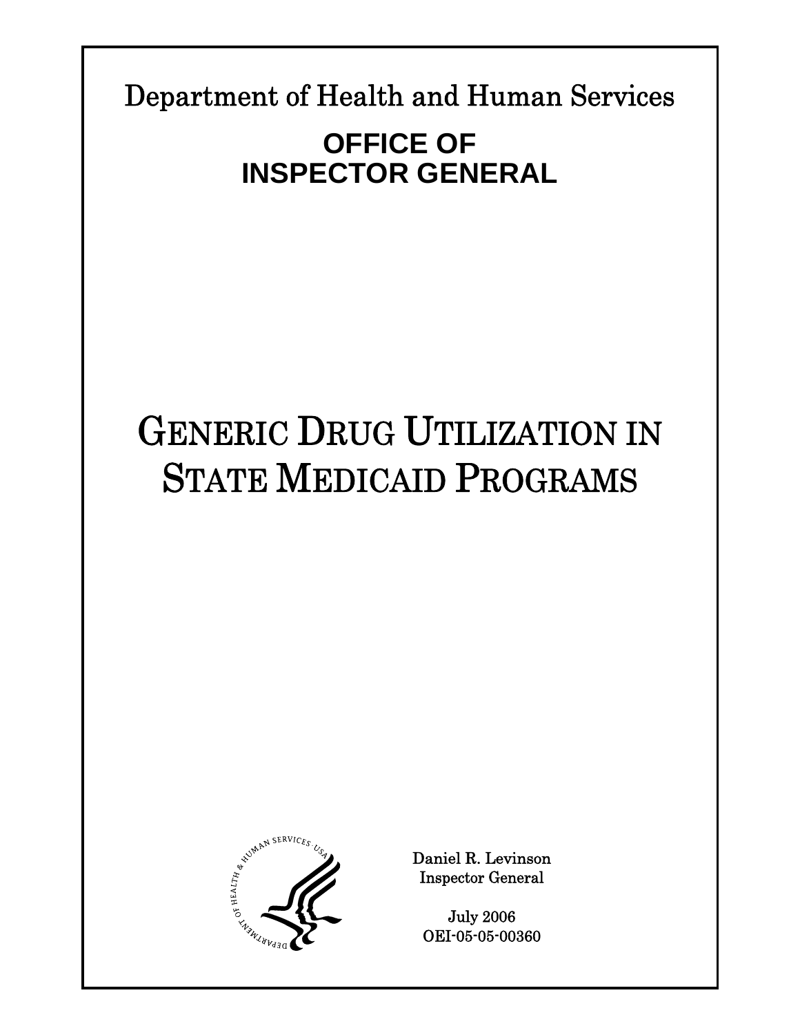Department of Health and Human Services

**OFFICE OF INSPECTOR GENERAL**

# GENERIC DRUG UTILIZATION IN STATE MEDICAID PROGRAMS

Daniel R. Levinson
Inspector General

July 2006
OEI-05-05-00360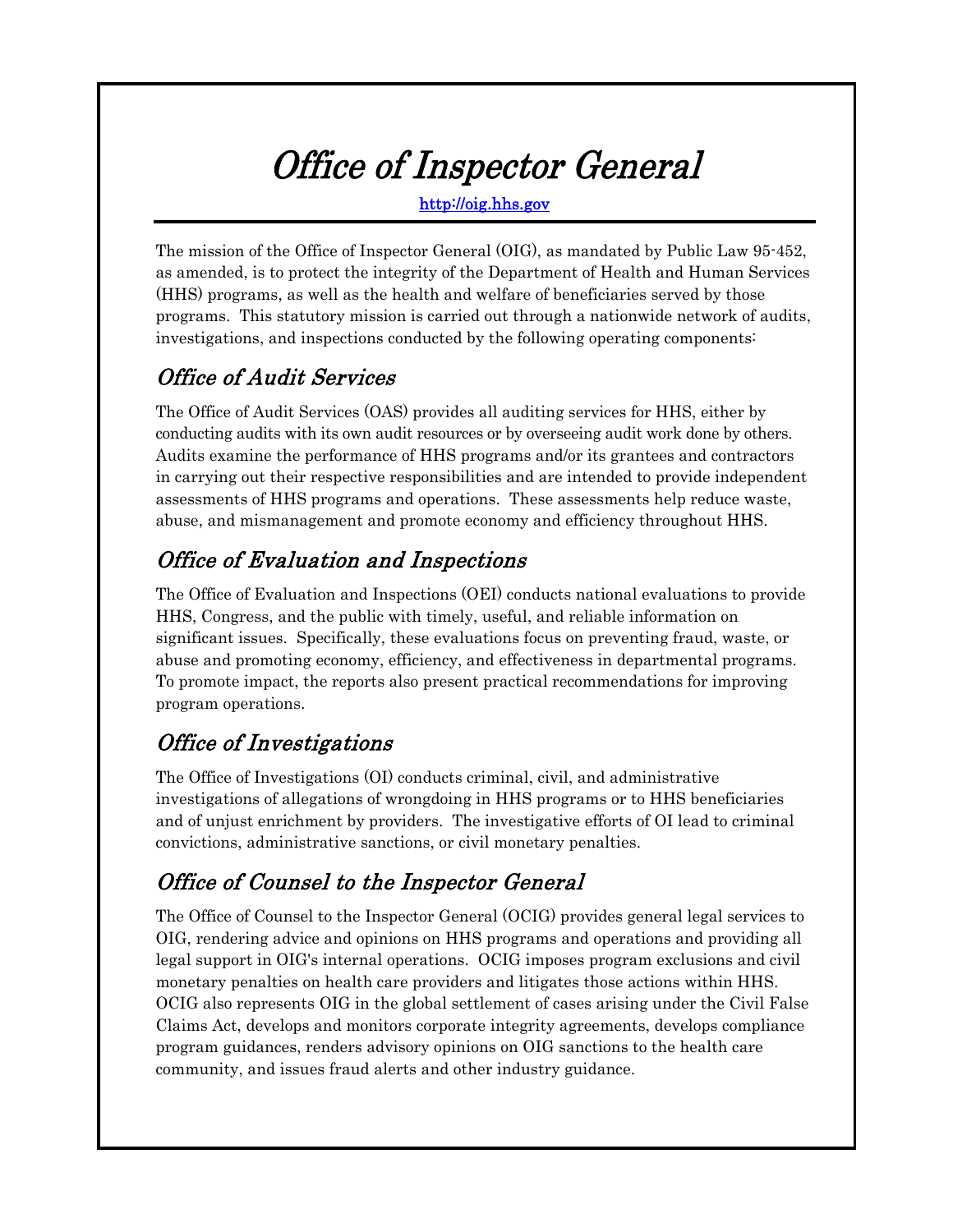# *Office of Inspector General*

http://oig.hhs.gov

The mission of the Office of Inspector General (OIG), as mandated by Public Law 95-452, as amended, is to protect the integrity of the Department of Health and Human Services (HHS) programs, as well as the health and welfare of beneficiaries served by those programs. This statutory mission is carried out through a nationwide network of audits, investigations, and inspections conducted by the following operating components:

## *Office of Audit Services*

The Office of Audit Services (OAS) provides all auditing services for HHS, either by conducting audits with its own audit resources or by overseeing audit work done by others. Audits examine the performance of HHS programs and/or its grantees and contractors in carrying out their respective responsibilities and are intended to provide independent assessments of HHS programs and operations. These assessments help reduce waste, abuse, and mismanagement and promote economy and efficiency throughout HHS.

## *Office of Evaluation and Inspections*

The Office of Evaluation and Inspections (OEI) conducts national evaluations to provide HHS, Congress, and the public with timely, useful, and reliable information on significant issues. Specifically, these evaluations focus on preventing fraud, waste, or abuse and promoting economy, efficiency, and effectiveness in departmental programs. To promote impact, the reports also present practical recommendations for improving program operations.

## *Office of Investigations*

The Office of Investigations (OI) conducts criminal, civil, and administrative investigations of allegations of wrongdoing in HHS programs or to HHS beneficiaries and of unjust enrichment by providers. The investigative efforts of OI lead to criminal convictions, administrative sanctions, or civil monetary penalties.

## *Office of Counsel to the Inspector General*

The Office of Counsel to the Inspector General (OCIG) provides general legal services to OIG, rendering advice and opinions on HHS programs and operations and providing all legal support in OIG's internal operations. OCIG imposes program exclusions and civil monetary penalties on health care providers and litigates those actions within HHS. OCIG also represents OIG in the global settlement of cases arising under the Civil False Claims Act, develops and monitors corporate integrity agreements, develops compliance program guidances, renders advisory opinions on OIG sanctions to the health care community, and issues fraud alerts and other industry guidance.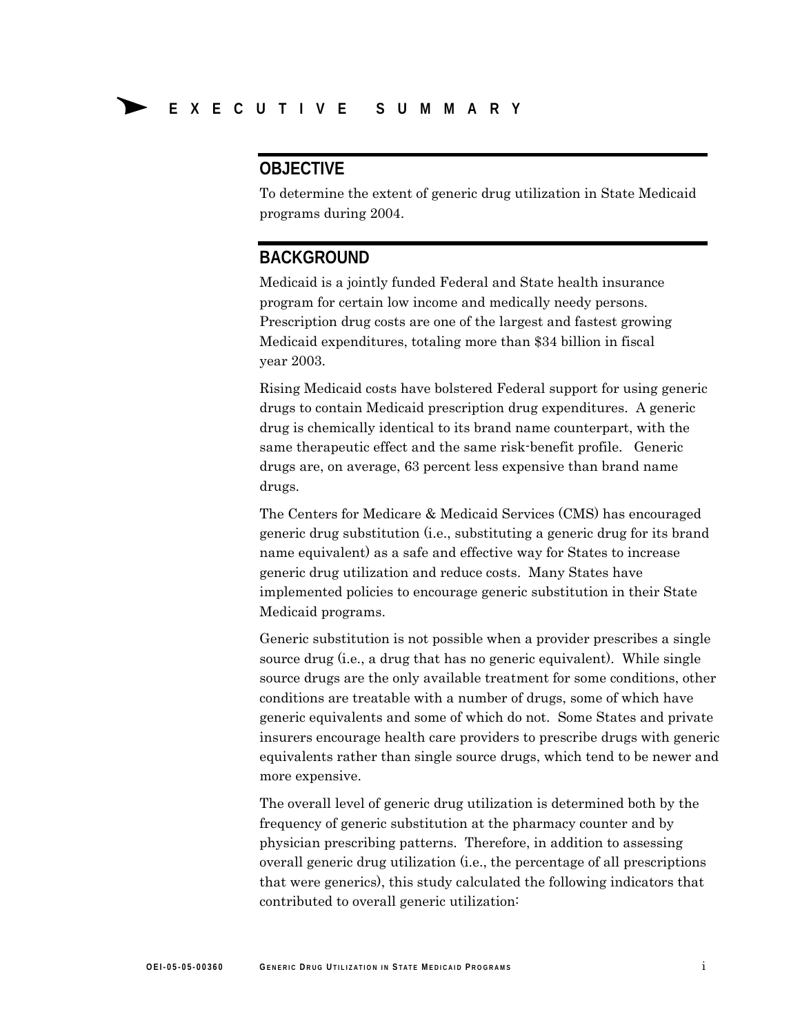# EXECUTIVE SUMMARY

## OBJECTIVE

To determine the extent of generic drug utilization in State Medicaid programs during 2004.

## BACKGROUND

Medicaid is a jointly funded Federal and State health insurance program for certain low income and medically needy persons. Prescription drug costs are one of the largest and fastest growing Medicaid expenditures, totaling more than $34 billion in fiscal year 2003.

Rising Medicaid costs have bolstered Federal support for using generic drugs to contain Medicaid prescription drug expenditures. A generic drug is chemically identical to its brand name counterpart, with the same therapeutic effect and the same risk-benefit profile. Generic drugs are, on average, 63 percent less expensive than brand name drugs.

The Centers for Medicare & Medicaid Services (CMS) has encouraged generic drug substitution (i.e., substituting a generic drug for its brand name equivalent) as a safe and effective way for States to increase generic drug utilization and reduce costs. Many States have implemented policies to encourage generic substitution in their State Medicaid programs.

Generic substitution is not possible when a provider prescribes a single source drug (i.e., a drug that has no generic equivalent). While single source drugs are the only available treatment for some conditions, other conditions are treatable with a number of drugs, some of which have generic equivalents and some of which do not. Some States and private insurers encourage health care providers to prescribe drugs with generic equivalents rather than single source drugs, which tend to be newer and more expensive.

The overall level of generic drug utilization is determined both by the frequency of generic substitution at the pharmacy counter and by physician prescribing patterns. Therefore, in addition to assessing overall generic drug utilization (i.e., the percentage of all prescriptions that were generics), this study calculated the following indicators that contributed to overall generic utilization: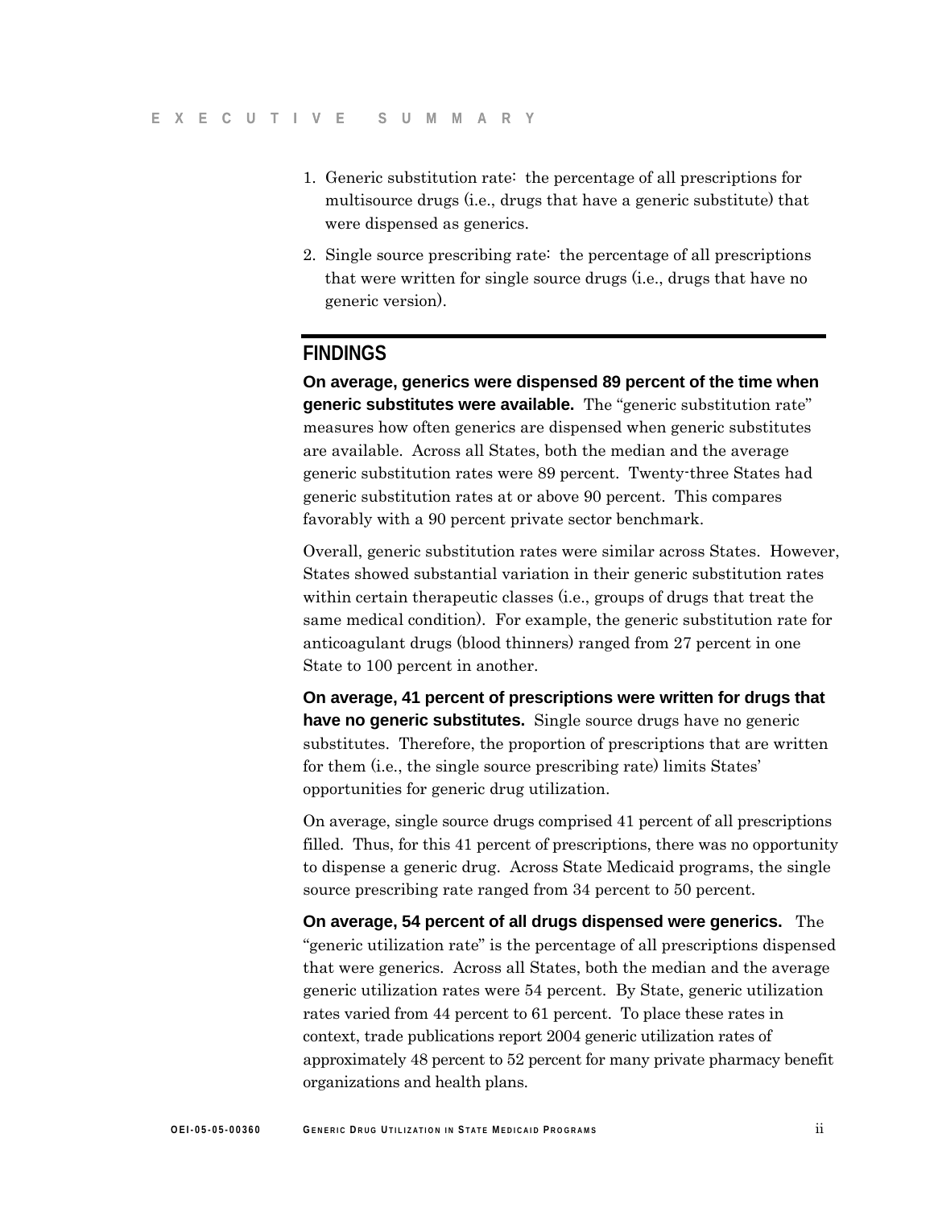1. Generic substitution rate: the percentage of all prescriptions for multisource drugs (i.e., drugs that have a generic substitute) that were dispensed as generics.
2. Single source prescribing rate: the percentage of all prescriptions that were written for single source drugs (i.e., drugs that have no generic version).

## FINDINGS

**On average, generics were dispensed 89 percent of the time when generic substitutes were available.** The "generic substitution rate" measures how often generics are dispensed when generic substitutes are available. Across all States, both the median and the average generic substitution rates were 89 percent. Twenty-three States had generic substitution rates at or above 90 percent. This compares favorably with a 90 percent private sector benchmark.

Overall, generic substitution rates were similar across States. However, States showed substantial variation in their generic substitution rates within certain therapeutic classes (i.e., groups of drugs that treat the same medical condition). For example, the generic substitution rate for anticoagulant drugs (blood thinners) ranged from 27 percent in one State to 100 percent in another.

**On average, 41 percent of prescriptions were written for drugs that have no generic substitutes.** Single source drugs have no generic substitutes. Therefore, the proportion of prescriptions that are written for them (i.e., the single source prescribing rate) limits States' opportunities for generic drug utilization.

On average, single source drugs comprised 41 percent of all prescriptions filled. Thus, for this 41 percent of prescriptions, there was no opportunity to dispense a generic drug. Across State Medicaid programs, the single source prescribing rate ranged from 34 percent to 50 percent.

**On average, 54 percent of all drugs dispensed were generics.** The "generic utilization rate" is the percentage of all prescriptions dispensed that were generics. Across all States, both the median and the average generic utilization rates were 54 percent. By State, generic utilization rates varied from 44 percent to 61 percent. To place these rates in context, trade publications report 2004 generic utilization rates of approximately 48 percent to 52 percent for many private pharmacy benefit organizations and health plans.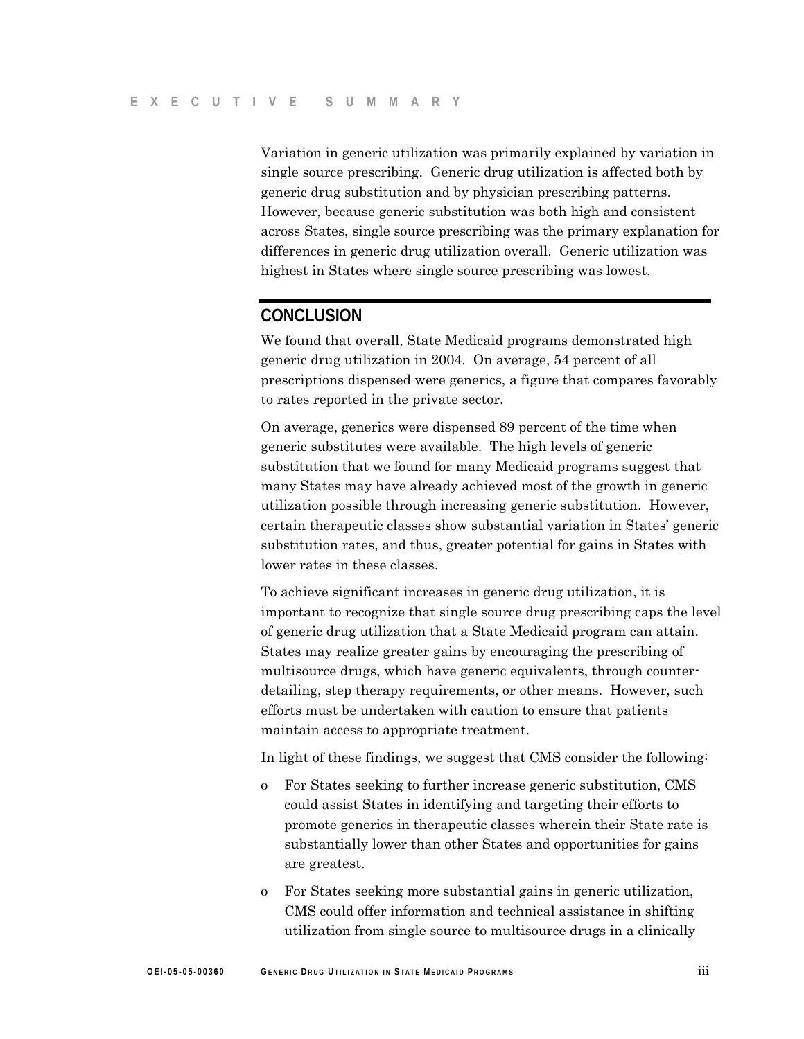Variation in generic utilization was primarily explained by variation in single source prescribing. Generic drug utilization is affected both by generic drug substitution and by physician prescribing patterns. However, because generic substitution was both high and consistent across States, single source prescribing was the primary explanation for differences in generic drug utilization overall. Generic utilization was highest in States where single source prescribing was lowest.

## CONCLUSION

We found that overall, State Medicaid programs demonstrated high generic drug utilization in 2004. On average, 54 percent of all prescriptions dispensed were generics, a figure that compares favorably to rates reported in the private sector.

On average, generics were dispensed 89 percent of the time when generic substitutes were available. The high levels of generic substitution that we found for many Medicaid programs suggest that many States may have already achieved most of the growth in generic utilization possible through increasing generic substitution. However, certain therapeutic classes show substantial variation in States' generic substitution rates, and thus, greater potential for gains in States with lower rates in these classes.

To achieve significant increases in generic drug utilization, it is important to recognize that single source drug prescribing caps the level of generic drug utilization that a State Medicaid program can attain. States may realize greater gains by encouraging the prescribing of multisource drugs, which have generic equivalents, through counter-detailing, step therapy requirements, or other means. However, such efforts must be undertaken with caution to ensure that patients maintain access to appropriate treatment.

In light of these findings, we suggest that CMS consider the following:

- For States seeking to further increase generic substitution, CMS could assist States in identifying and targeting their efforts to promote generics in therapeutic classes wherein their State rate is substantially lower than other States and opportunities for gains are greatest.
- For States seeking more substantial gains in generic utilization, CMS could offer information and technical assistance in shifting utilization from single source to multisource drugs in a clinically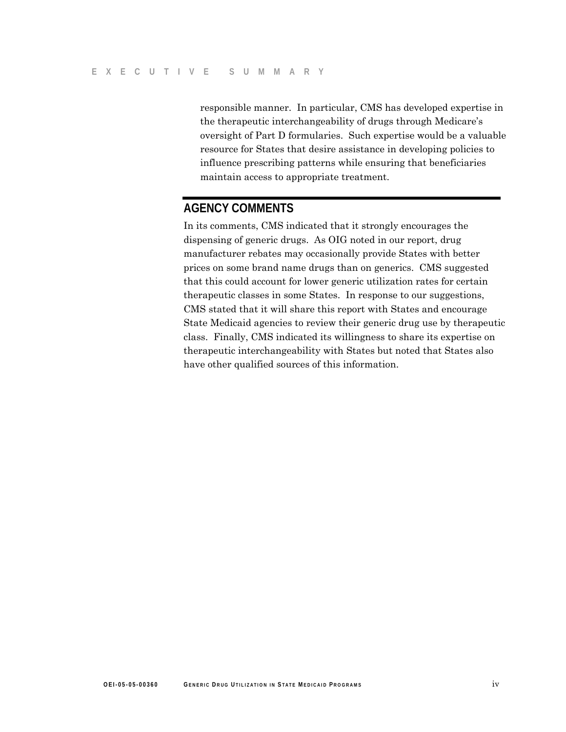responsible manner. In particular, CMS has developed expertise in the therapeutic interchangeability of drugs through Medicare's oversight of Part D formularies. Such expertise would be a valuable resource for States that desire assistance in developing policies to influence prescribing patterns while ensuring that beneficiaries maintain access to appropriate treatment.

## AGENCY COMMENTS

In its comments, CMS indicated that it strongly encourages the dispensing of generic drugs. As OIG noted in our report, drug manufacturer rebates may occasionally provide States with better prices on some brand name drugs than on generics. CMS suggested that this could account for lower generic utilization rates for certain therapeutic classes in some States. In response to our suggestions, CMS stated that it will share this report with States and encourage State Medicaid agencies to review their generic drug use by therapeutic class. Finally, CMS indicated its willingness to share its expertise on therapeutic interchangeability with States but noted that States also have other qualified sources of this information.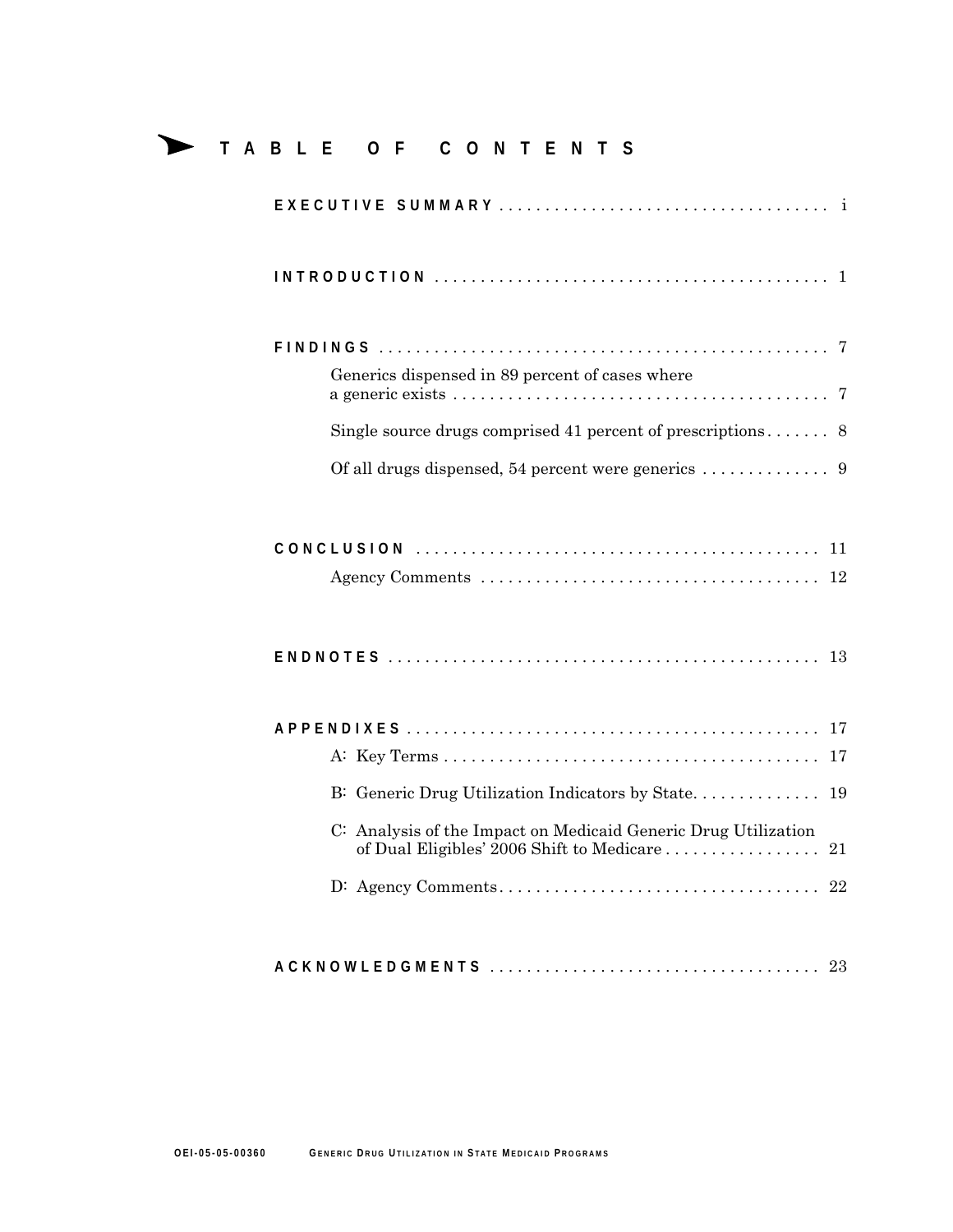# TABLE OF CONTENTS

**EXECUTIVE SUMMARY** .................................... i

**INTRODUCTION** .......................................... 1

**FINDINGS** ................................................ 7

- Generics dispensed in 89 percent of cases where a generic exists ........................................ 7
- Single source drugs comprised 41 percent of prescriptions ....... 8
- Of all drugs dispensed, 54 percent were generics .............. 9

**CONCLUSION** ............................................ 11

- Agency Comments .................................... 12

**ENDNOTES** ............................................... 13

**APPENDIXES** ............................................. 17

- A: Key Terms ........................................ 17
- B: Generic Drug Utilization Indicators by State. ............. 19
- C: Analysis of the Impact on Medicaid Generic Drug Utilization of Dual Eligibles' 2006 Shift to Medicare .................. 21
- D: Agency Comments.................................. 22

**ACKNOWLEDGMENTS** ................................... 23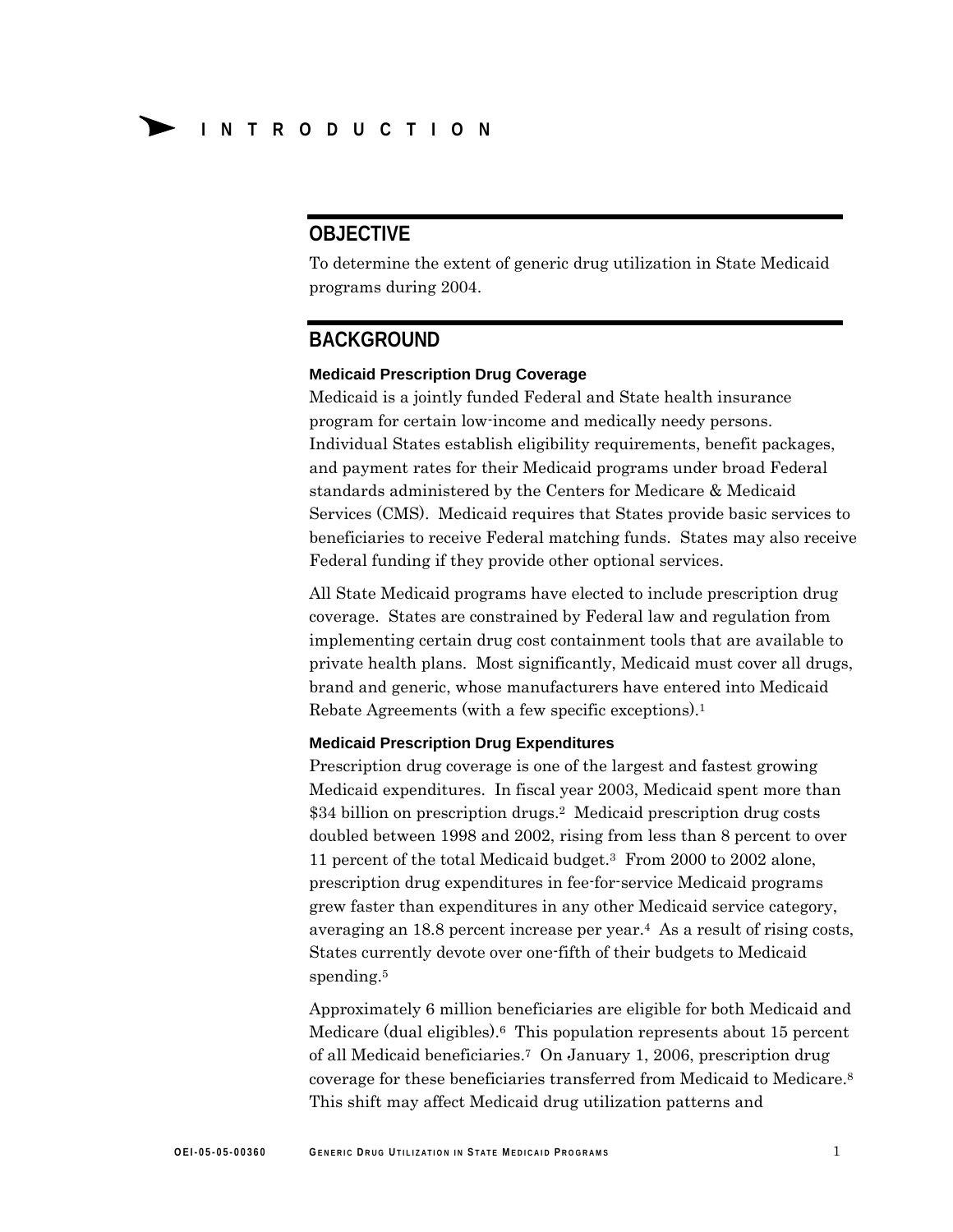# INTRODUCTION

## OBJECTIVE

To determine the extent of generic drug utilization in State Medicaid programs during 2004.

## BACKGROUND

### Medicaid Prescription Drug Coverage

Medicaid is a jointly funded Federal and State health insurance program for certain low-income and medically needy persons. Individual States establish eligibility requirements, benefit packages, and payment rates for their Medicaid programs under broad Federal standards administered by the Centers for Medicare & Medicaid Services (CMS). Medicaid requires that States provide basic services to beneficiaries to receive Federal matching funds. States may also receive Federal funding if they provide other optional services.

All State Medicaid programs have elected to include prescription drug coverage. States are constrained by Federal law and regulation from implementing certain drug cost containment tools that are available to private health plans. Most significantly, Medicaid must cover all drugs, brand and generic, whose manufacturers have entered into Medicaid Rebate Agreements (with a few specific exceptions).[1]

### Medicaid Prescription Drug Expenditures

Prescription drug coverage is one of the largest and fastest growing Medicaid expenditures. In fiscal year 2003, Medicaid spent more than $34 billion on prescription drugs.[2] Medicaid prescription drug costs doubled between 1998 and 2002, rising from less than 8 percent to over 11 percent of the total Medicaid budget.[3] From 2000 to 2002 alone, prescription drug expenditures in fee-for-service Medicaid programs grew faster than expenditures in any other Medicaid service category, averaging an 18.8 percent increase per year.[4] As a result of rising costs, States currently devote over one-fifth of their budgets to Medicaid spending.[5]

Approximately 6 million beneficiaries are eligible for both Medicaid and Medicare (dual eligibles).[6] This population represents about 15 percent of all Medicaid beneficiaries.[7] On January 1, 2006, prescription drug coverage for these beneficiaries transferred from Medicaid to Medicare.[8] This shift may affect Medicaid drug utilization patterns and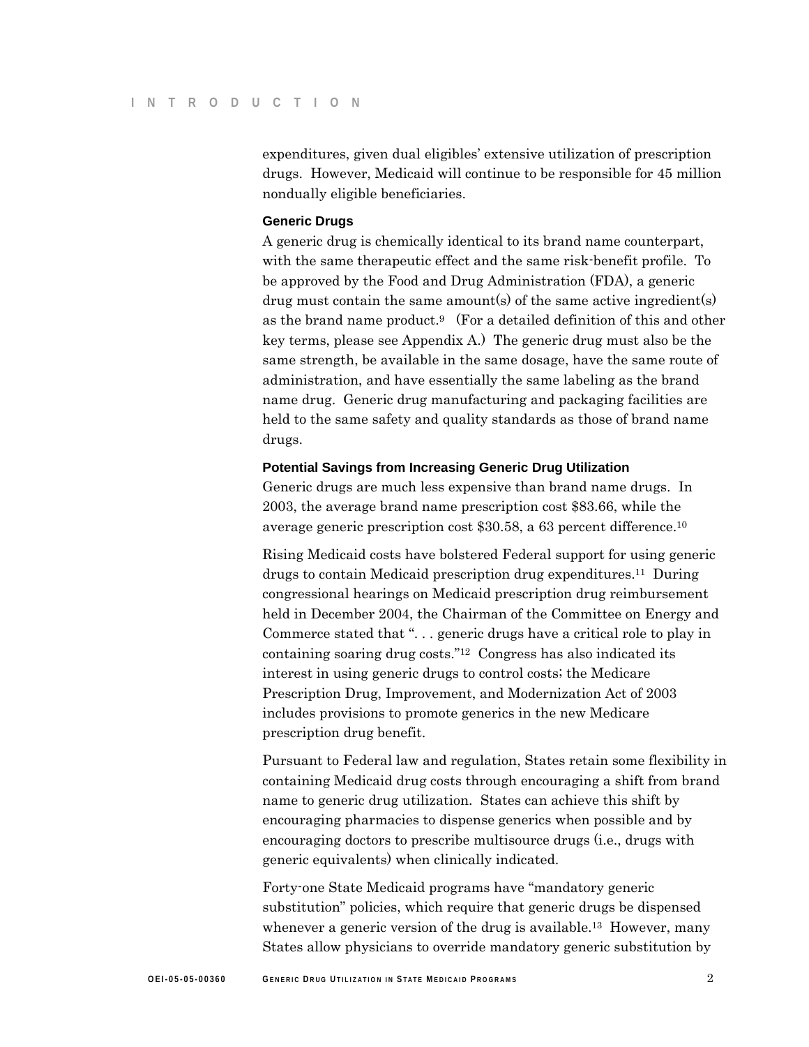expenditures, given dual eligibles' extensive utilization of prescription drugs. However, Medicaid will continue to be responsible for 45 million nondually eligible beneficiaries.

### Generic Drugs

A generic drug is chemically identical to its brand name counterpart, with the same therapeutic effect and the same risk-benefit profile. To be approved by the Food and Drug Administration (FDA), a generic drug must contain the same amount(s) of the same active ingredient(s) as the brand name product.[9] (For a detailed definition of this and other key terms, please see Appendix A.) The generic drug must also be the same strength, be available in the same dosage, have the same route of administration, and have essentially the same labeling as the brand name drug. Generic drug manufacturing and packaging facilities are held to the same safety and quality standards as those of brand name drugs.

### Potential Savings from Increasing Generic Drug Utilization

Generic drugs are much less expensive than brand name drugs. In 2003, the average brand name prescription cost $83.66, while the average generic prescription cost $30.58, a 63 percent difference.[10]

Rising Medicaid costs have bolstered Federal support for using generic drugs to contain Medicaid prescription drug expenditures.[11] During congressional hearings on Medicaid prescription drug reimbursement held in December 2004, the Chairman of the Committee on Energy and Commerce stated that ". . . generic drugs have a critical role to play in containing soaring drug costs."[12] Congress has also indicated its interest in using generic drugs to control costs; the Medicare Prescription Drug, Improvement, and Modernization Act of 2003 includes provisions to promote generics in the new Medicare prescription drug benefit.

Pursuant to Federal law and regulation, States retain some flexibility in containing Medicaid drug costs through encouraging a shift from brand name to generic drug utilization. States can achieve this shift by encouraging pharmacies to dispense generics when possible and by encouraging doctors to prescribe multisource drugs (i.e., drugs with generic equivalents) when clinically indicated.

Forty-one State Medicaid programs have "mandatory generic substitution" policies, which require that generic drugs be dispensed whenever a generic version of the drug is available.[13] However, many States allow physicians to override mandatory generic substitution by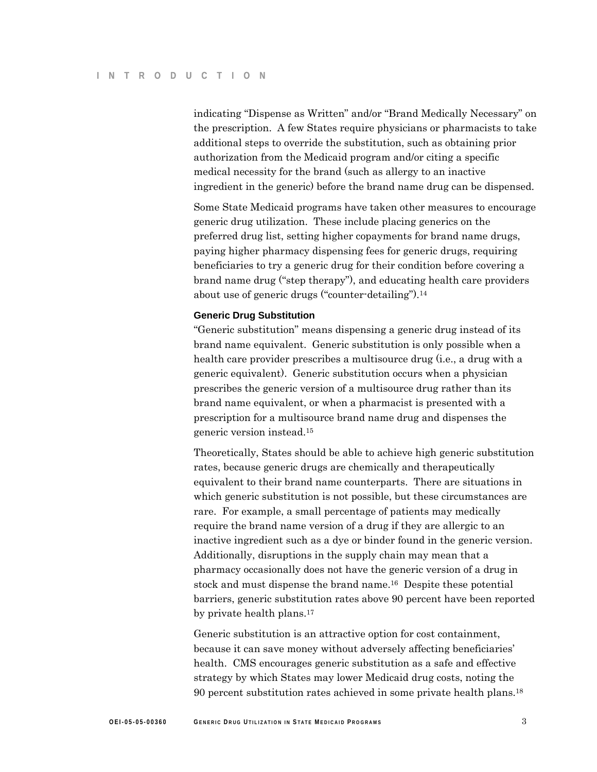indicating “Dispense as Written” and/or “Brand Medically Necessary” on the prescription. A few States require physicians or pharmacists to take additional steps to override the substitution, such as obtaining prior authorization from the Medicaid program and/or citing a specific medical necessity for the brand (such as allergy to an inactive ingredient in the generic) before the brand name drug can be dispensed.

Some State Medicaid programs have taken other measures to encourage generic drug utilization. These include placing generics on the preferred drug list, setting higher copayments for brand name drugs, paying higher pharmacy dispensing fees for generic drugs, requiring beneficiaries to try a generic drug for their condition before covering a brand name drug (“step therapy”), and educating health care providers about use of generic drugs (“counter-detailing”).[14]

### Generic Drug Substitution

“Generic substitution” means dispensing a generic drug instead of its brand name equivalent. Generic substitution is only possible when a health care provider prescribes a multisource drug (i.e., a drug with a generic equivalent). Generic substitution occurs when a physician prescribes the generic version of a multisource drug rather than its brand name equivalent, or when a pharmacist is presented with a prescription for a multisource brand name drug and dispenses the generic version instead.[15]

Theoretically, States should be able to achieve high generic substitution rates, because generic drugs are chemically and therapeutically equivalent to their brand name counterparts. There are situations in which generic substitution is not possible, but these circumstances are rare. For example, a small percentage of patients may medically require the brand name version of a drug if they are allergic to an inactive ingredient such as a dye or binder found in the generic version. Additionally, disruptions in the supply chain may mean that a pharmacy occasionally does not have the generic version of a drug in stock and must dispense the brand name.[16] Despite these potential barriers, generic substitution rates above 90 percent have been reported by private health plans.[17]

Generic substitution is an attractive option for cost containment, because it can save money without adversely affecting beneficiaries' health. CMS encourages generic substitution as a safe and effective strategy by which States may lower Medicaid drug costs, noting the 90 percent substitution rates achieved in some private health plans.[18]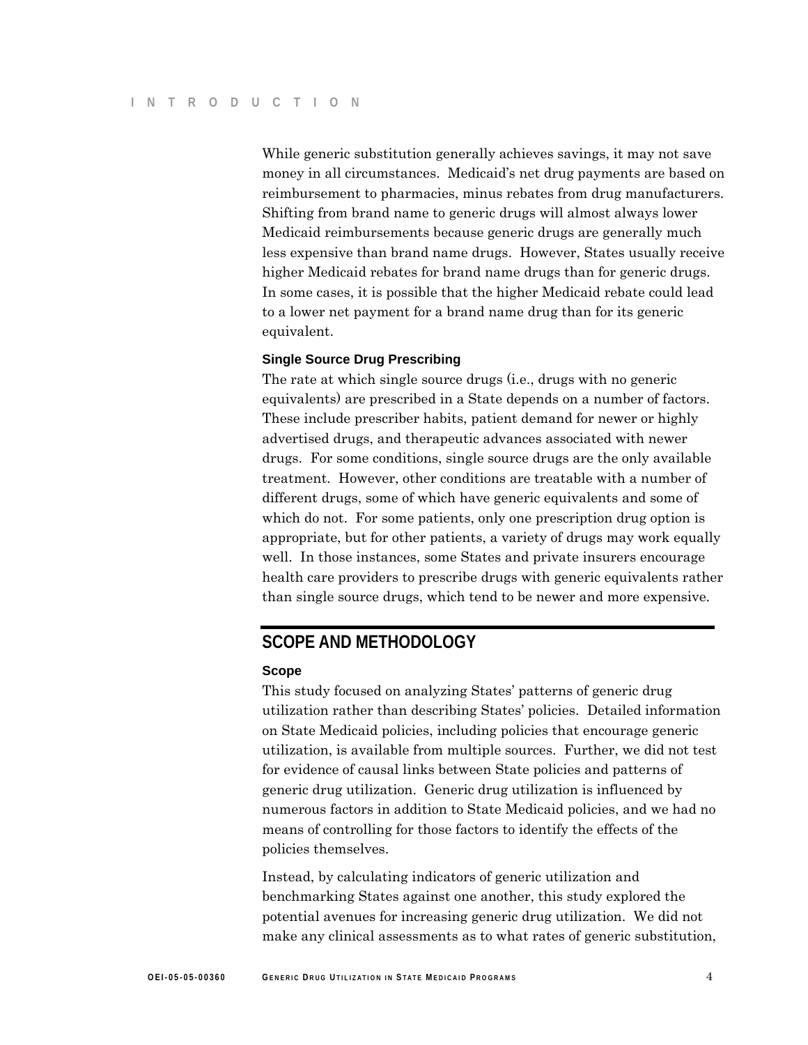While generic substitution generally achieves savings, it may not save money in all circumstances. Medicaid's net drug payments are based on reimbursement to pharmacies, minus rebates from drug manufacturers. Shifting from brand name to generic drugs will almost always lower Medicaid reimbursements because generic drugs are generally much less expensive than brand name drugs. However, States usually receive higher Medicaid rebates for brand name drugs than for generic drugs. In some cases, it is possible that the higher Medicaid rebate could lead to a lower net payment for a brand name drug than for its generic equivalent.

### Single Source Drug Prescribing

The rate at which single source drugs (i.e., drugs with no generic equivalents) are prescribed in a State depends on a number of factors. These include prescriber habits, patient demand for newer or highly advertised drugs, and therapeutic advances associated with newer drugs. For some conditions, single source drugs are the only available treatment. However, other conditions are treatable with a number of different drugs, some of which have generic equivalents and some of which do not. For some patients, only one prescription drug option is appropriate, but for other patients, a variety of drugs may work equally well. In those instances, some States and private insurers encourage health care providers to prescribe drugs with generic equivalents rather than single source drugs, which tend to be newer and more expensive.

## SCOPE AND METHODOLOGY

### Scope

This study focused on analyzing States' patterns of generic drug utilization rather than describing States' policies. Detailed information on State Medicaid policies, including policies that encourage generic utilization, is available from multiple sources. Further, we did not test for evidence of causal links between State policies and patterns of generic drug utilization. Generic drug utilization is influenced by numerous factors in addition to State Medicaid policies, and we had no means of controlling for those factors to identify the effects of the policies themselves.

Instead, by calculating indicators of generic utilization and benchmarking States against one another, this study explored the potential avenues for increasing generic drug utilization. We did not make any clinical assessments as to what rates of generic substitution,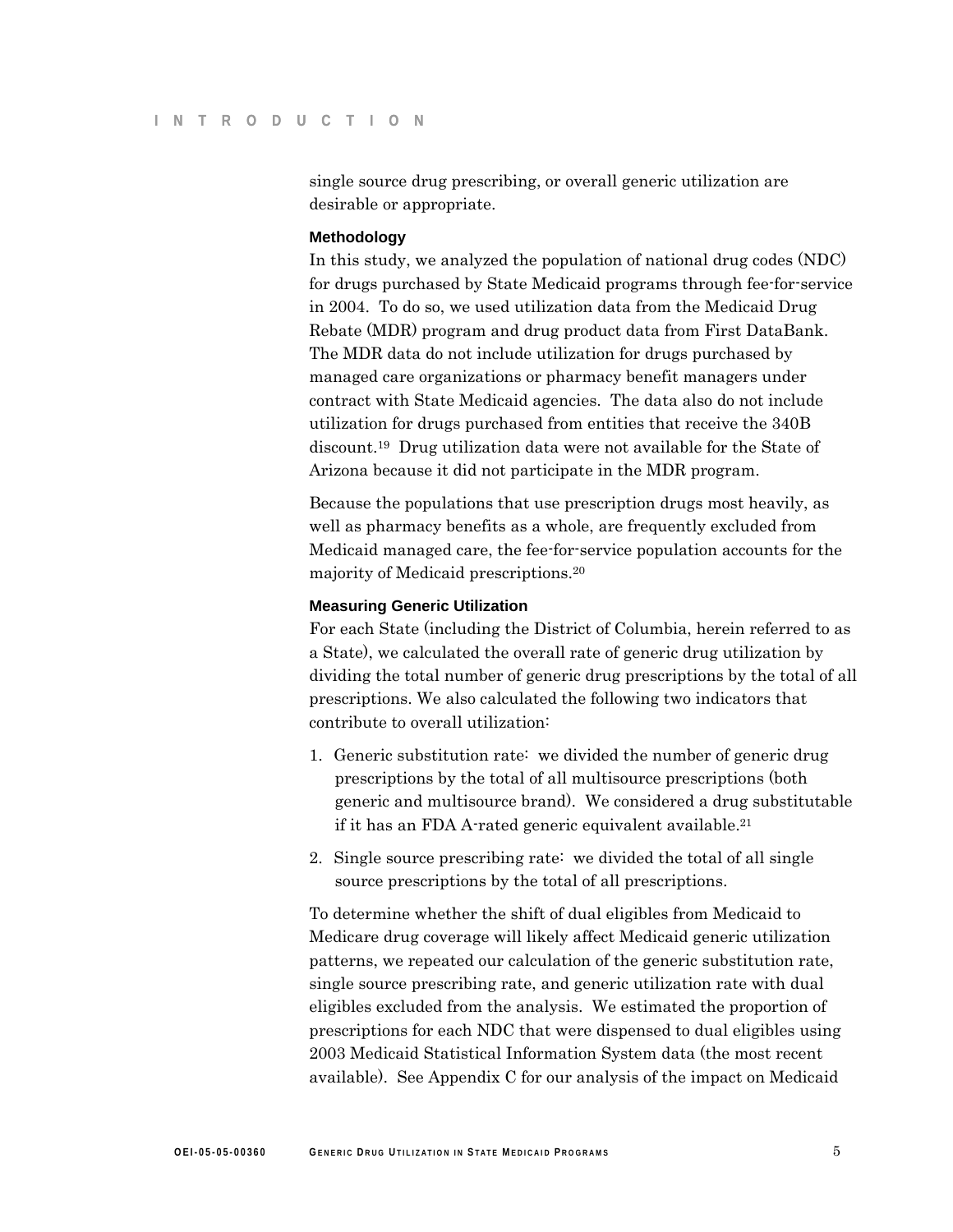single source drug prescribing, or overall generic utilization are desirable or appropriate.

### Methodology

In this study, we analyzed the population of national drug codes (NDC) for drugs purchased by State Medicaid programs through fee-for-service in 2004. To do so, we used utilization data from the Medicaid Drug Rebate (MDR) program and drug product data from First DataBank. The MDR data do not include utilization for drugs purchased by managed care organizations or pharmacy benefit managers under contract with State Medicaid agencies. The data also do not include utilization for drugs purchased from entities that receive the 340B discount.[19] Drug utilization data were not available for the State of Arizona because it did not participate in the MDR program.

Because the populations that use prescription drugs most heavily, as well as pharmacy benefits as a whole, are frequently excluded from Medicaid managed care, the fee-for-service population accounts for the majority of Medicaid prescriptions.[20]

### Measuring Generic Utilization

For each State (including the District of Columbia, herein referred to as a State), we calculated the overall rate of generic drug utilization by dividing the total number of generic drug prescriptions by the total of all prescriptions. We also calculated the following two indicators that contribute to overall utilization:

1. Generic substitution rate: we divided the number of generic drug prescriptions by the total of all multisource prescriptions (both generic and multisource brand). We considered a drug substitutable if it has an FDA A-rated generic equivalent available.[21]
2. Single source prescribing rate: we divided the total of all single source prescriptions by the total of all prescriptions.

To determine whether the shift of dual eligibles from Medicaid to Medicare drug coverage will likely affect Medicaid generic utilization patterns, we repeated our calculation of the generic substitution rate, single source prescribing rate, and generic utilization rate with dual eligibles excluded from the analysis. We estimated the proportion of prescriptions for each NDC that were dispensed to dual eligibles using 2003 Medicaid Statistical Information System data (the most recent available). See Appendix C for our analysis of the impact on Medicaid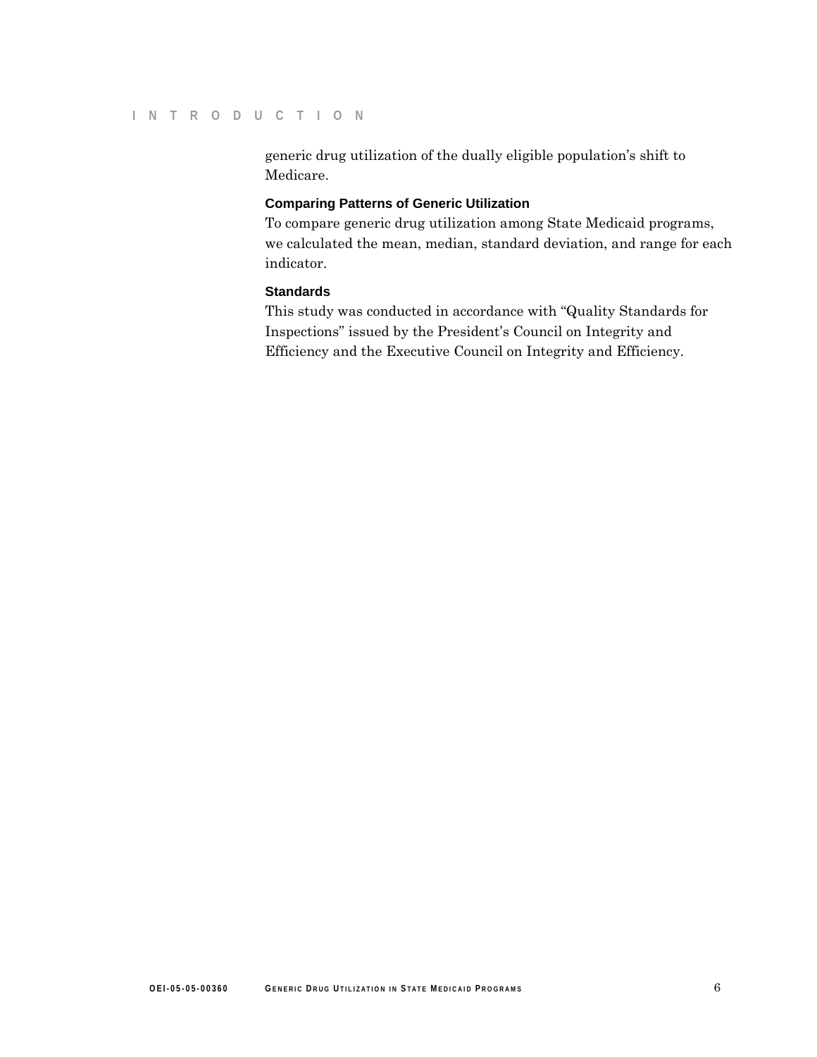generic drug utilization of the dually eligible population's shift to Medicare.

### Comparing Patterns of Generic Utilization

To compare generic drug utilization among State Medicaid programs, we calculated the mean, median, standard deviation, and range for each indicator.

### Standards

This study was conducted in accordance with "Quality Standards for Inspections" issued by the President's Council on Integrity and Efficiency and the Executive Council on Integrity and Efficiency.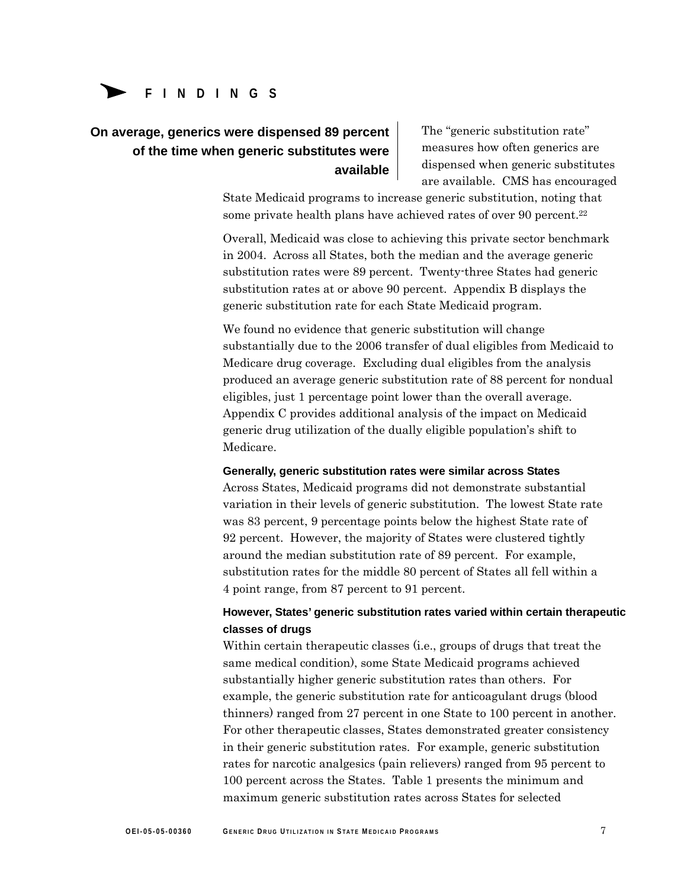# FINDINGS

## On average, generics were dispensed 89 percent of the time when generic substitutes were available

The "generic substitution rate" measures how often generics are dispensed when generic substitutes are available. CMS has encouraged State Medicaid programs to increase generic substitution, noting that some private health plans have achieved rates of over 90 percent.[22]

Overall, Medicaid was close to achieving this private sector benchmark in 2004. Across all States, both the median and the average generic substitution rates were 89 percent. Twenty-three States had generic substitution rates at or above 90 percent. Appendix B displays the generic substitution rate for each State Medicaid program.

We found no evidence that generic substitution will change substantially due to the 2006 transfer of dual eligibles from Medicaid to Medicare drug coverage. Excluding dual eligibles from the analysis produced an average generic substitution rate of 88 percent for nondual eligibles, just 1 percentage point lower than the overall average. Appendix C provides additional analysis of the impact on Medicaid generic drug utilization of the dually eligible population's shift to Medicare.

### Generally, generic substitution rates were similar across States

Across States, Medicaid programs did not demonstrate substantial variation in their levels of generic substitution. The lowest State rate was 83 percent, 9 percentage points below the highest State rate of 92 percent. However, the majority of States were clustered tightly around the median substitution rate of 89 percent. For example, substitution rates for the middle 80 percent of States all fell within a 4 point range, from 87 percent to 91 percent.

### However, States' generic substitution rates varied within certain therapeutic classes of drugs

Within certain therapeutic classes (i.e., groups of drugs that treat the same medical condition), some State Medicaid programs achieved substantially higher generic substitution rates than others. For example, the generic substitution rate for anticoagulant drugs (blood thinners) ranged from 27 percent in one State to 100 percent in another. For other therapeutic classes, States demonstrated greater consistency in their generic substitution rates. For example, generic substitution rates for narcotic analgesics (pain relievers) ranged from 95 percent to 100 percent across the States. Table 1 presents the minimum and maximum generic substitution rates across States for selected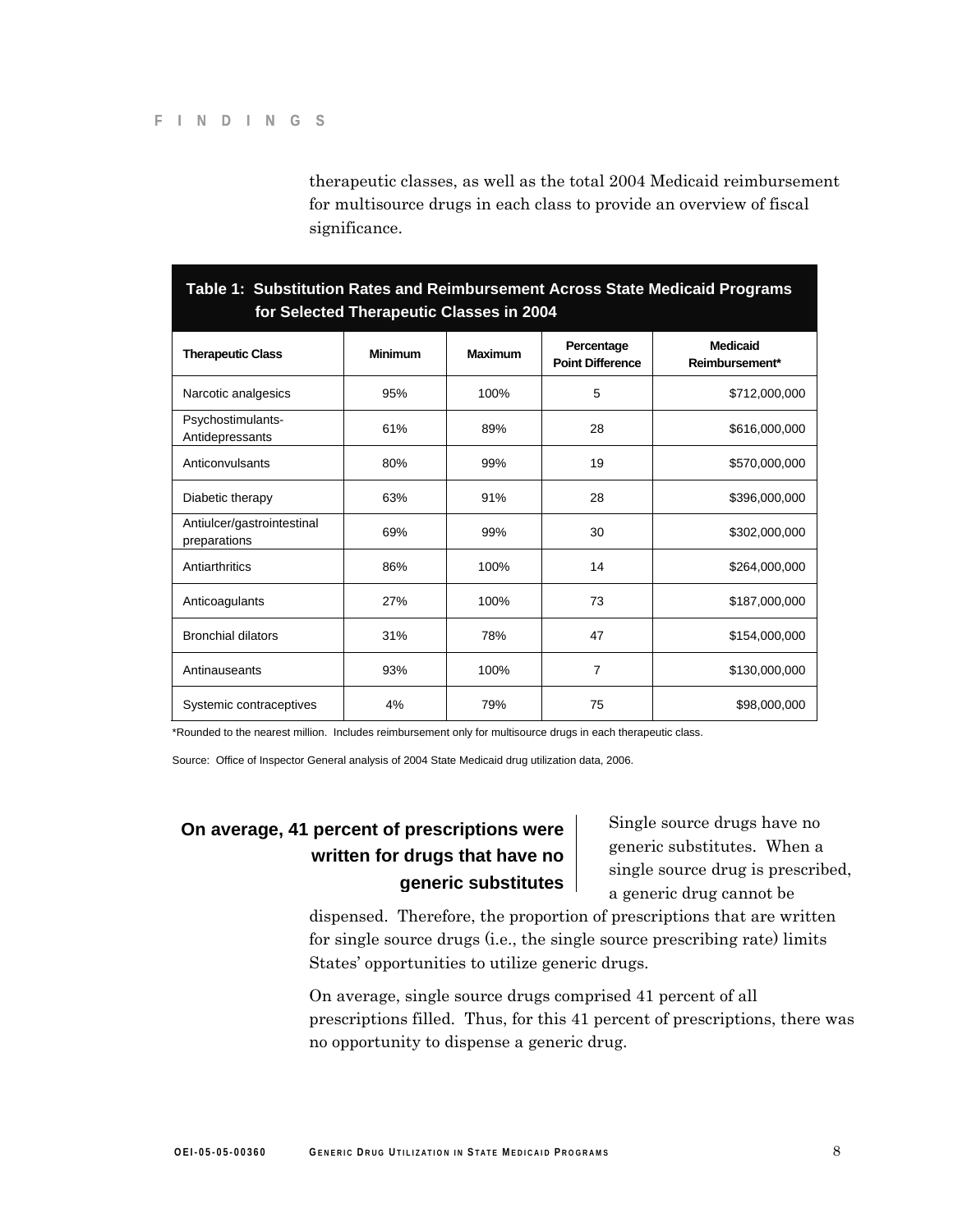therapeutic classes, as well as the total 2004 Medicaid reimbursement for multisource drugs in each class to provide an overview of fiscal significance.

**Table 1: Substitution Rates and Reimbursement Across State Medicaid Programs for Selected Therapeutic Classes in 2004**

| Therapeutic Class | Minimum | Maximum | Percentage Point Difference | Medicaid Reimbursement* |
|---|---|---|---|---|
| Narcotic analgesics | 95% | 100% | 5 | $712,000,000 |
| Psychostimulants-Antidepressants | 61% | 89% | 28 | $616,000,000 |
| Anticonvulsants | 80% | 99% | 19 | $570,000,000 |
| Diabetic therapy | 63% | 91% | 28 | $396,000,000 |
| Antiulcer/gastrointestinal preparations | 69% | 99% | 30 | $302,000,000 |
| Antiarthritics | 86% | 100% | 14 | $264,000,000 |
| Anticoagulants | 27% | 100% | 73 | $187,000,000 |
| Bronchial dilators | 31% | 78% | 47 | $154,000,000 |
| Antinauseants | 93% | 100% | 7 | $130,000,000 |
| Systemic contraceptives | 4% | 79% | 75 | $98,000,000 |

*Rounded to the nearest million. Includes reimbursement only for multisource drugs in each therapeutic class.

Source: Office of Inspector General analysis of 2004 State Medicaid drug utilization data, 2006.

## On average, 41 percent of prescriptions were written for drugs that have no generic substitutes

Single source drugs have no generic substitutes. When a single source drug is prescribed, a generic drug cannot be dispensed. Therefore, the proportion of prescriptions that are written for single source drugs (i.e., the single source prescribing rate) limits States' opportunities to utilize generic drugs.

On average, single source drugs comprised 41 percent of all prescriptions filled. Thus, for this 41 percent of prescriptions, there was no opportunity to dispense a generic drug.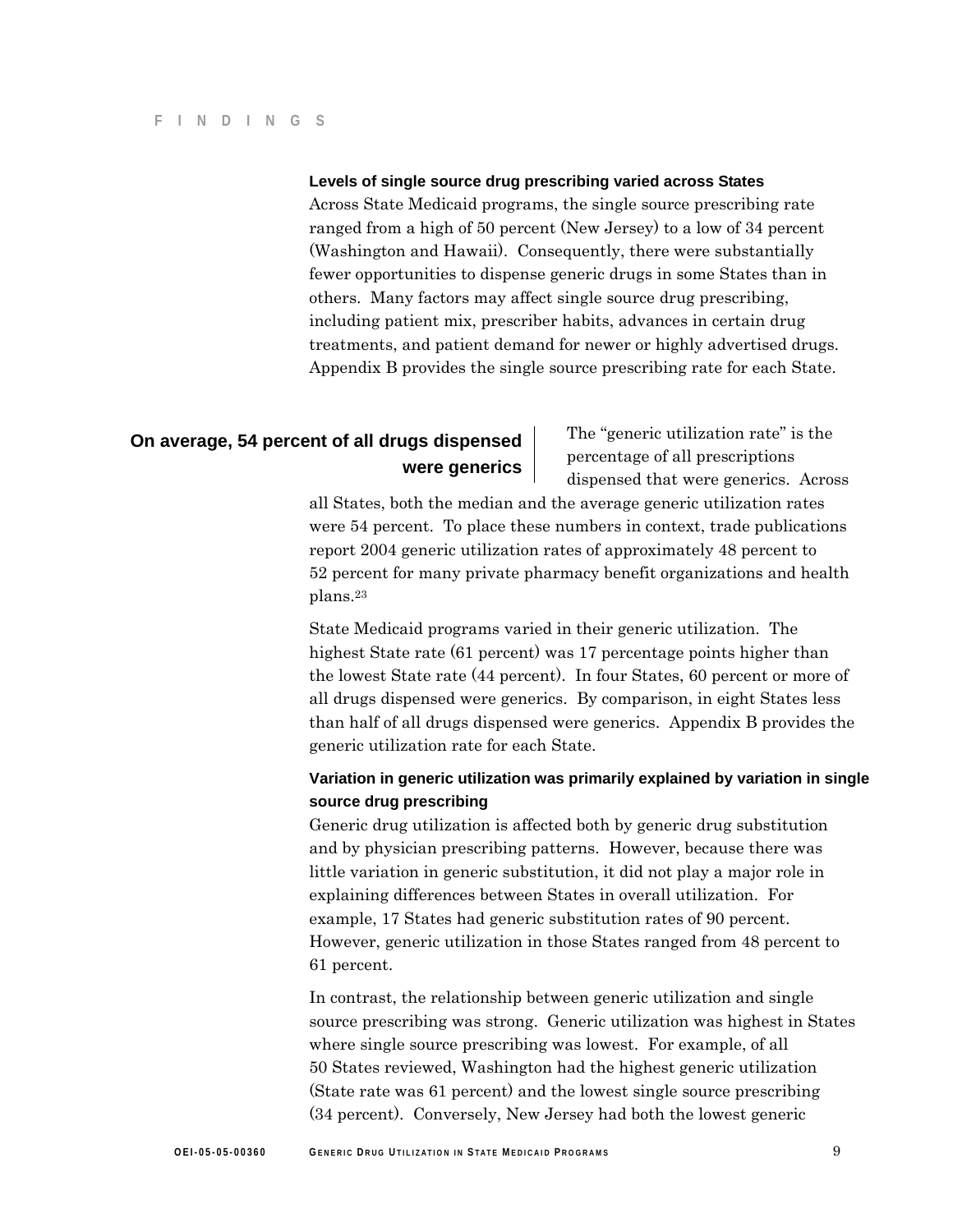### Levels of single source drug prescribing varied across States

Across State Medicaid programs, the single source prescribing rate ranged from a high of 50 percent (New Jersey) to a low of 34 percent (Washington and Hawaii). Consequently, there were substantially fewer opportunities to dispense generic drugs in some States than in others. Many factors may affect single source drug prescribing, including patient mix, prescriber habits, advances in certain drug treatments, and patient demand for newer or highly advertised drugs. Appendix B provides the single source prescribing rate for each State.

## On average, 54 percent of all drugs dispensed were generics

The "generic utilization rate" is the percentage of all prescriptions dispensed that were generics. Across all States, both the median and the average generic utilization rates were 54 percent. To place these numbers in context, trade publications report 2004 generic utilization rates of approximately 48 percent to 52 percent for many private pharmacy benefit organizations and health plans.[23]

State Medicaid programs varied in their generic utilization. The highest State rate (61 percent) was 17 percentage points higher than the lowest State rate (44 percent). In four States, 60 percent or more of all drugs dispensed were generics. By comparison, in eight States less than half of all drugs dispensed were generics. Appendix B provides the generic utilization rate for each State.

### Variation in generic utilization was primarily explained by variation in single source drug prescribing

Generic drug utilization is affected both by generic drug substitution and by physician prescribing patterns. However, because there was little variation in generic substitution, it did not play a major role in explaining differences between States in overall utilization. For example, 17 States had generic substitution rates of 90 percent. However, generic utilization in those States ranged from 48 percent to 61 percent.

In contrast, the relationship between generic utilization and single source prescribing was strong. Generic utilization was highest in States where single source prescribing was lowest. For example, of all 50 States reviewed, Washington had the highest generic utilization (State rate was 61 percent) and the lowest single source prescribing (34 percent). Conversely, New Jersey had both the lowest generic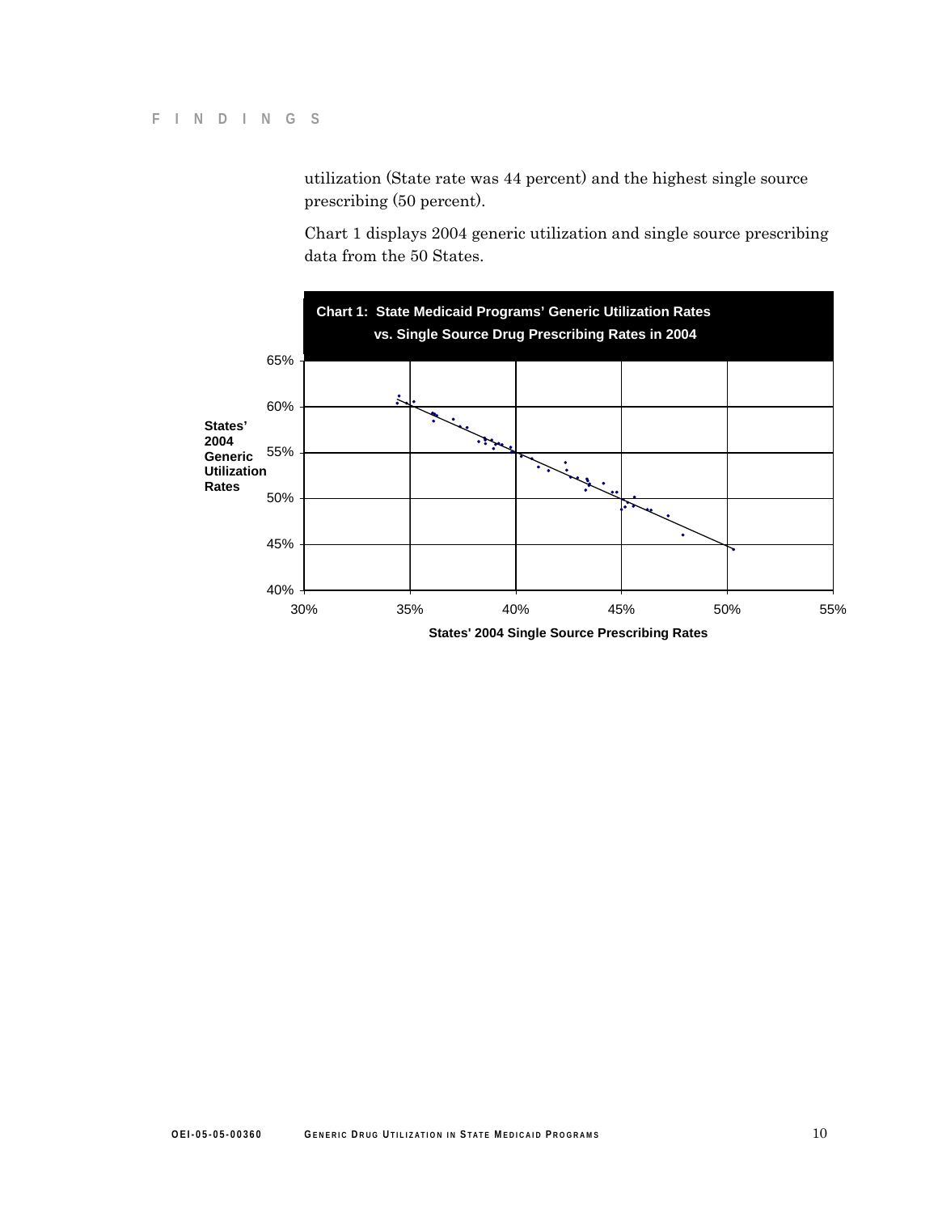utilization (State rate was 44 percent) and the highest single source prescribing (50 percent).

Chart 1 displays 2004 generic utilization and single source prescribing data from the 50 States.

**Chart 1: State Medicaid Programs' Generic Utilization Rates vs. Single Source Drug Prescribing Rates in 2004**

States' 2004 Generic Utilization Rates

States' 2004 Single Source Prescribing Rates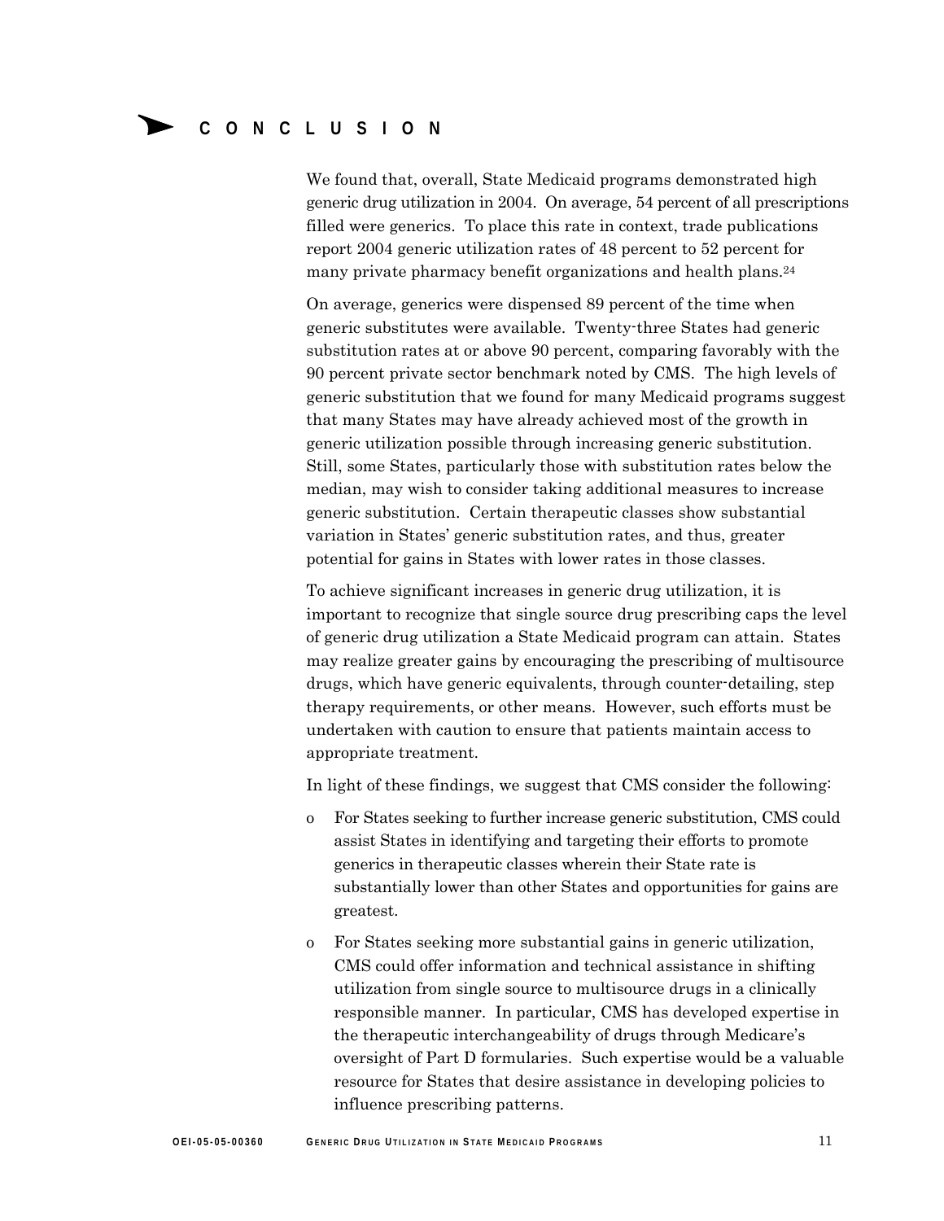# CONCLUSION

We found that, overall, State Medicaid programs demonstrated high generic drug utilization in 2004. On average, 54 percent of all prescriptions filled were generics. To place this rate in context, trade publications report 2004 generic utilization rates of 48 percent to 52 percent for many private pharmacy benefit organizations and health plans.[24]

On average, generics were dispensed 89 percent of the time when generic substitutes were available. Twenty-three States had generic substitution rates at or above 90 percent, comparing favorably with the 90 percent private sector benchmark noted by CMS. The high levels of generic substitution that we found for many Medicaid programs suggest that many States may have already achieved most of the growth in generic utilization possible through increasing generic substitution. Still, some States, particularly those with substitution rates below the median, may wish to consider taking additional measures to increase generic substitution. Certain therapeutic classes show substantial variation in States' generic substitution rates, and thus, greater potential for gains in States with lower rates in those classes.

To achieve significant increases in generic drug utilization, it is important to recognize that single source drug prescribing caps the level of generic drug utilization a State Medicaid program can attain. States may realize greater gains by encouraging the prescribing of multisource drugs, which have generic equivalents, through counter-detailing, step therapy requirements, or other means. However, such efforts must be undertaken with caution to ensure that patients maintain access to appropriate treatment.

In light of these findings, we suggest that CMS consider the following:

- For States seeking to further increase generic substitution, CMS could assist States in identifying and targeting their efforts to promote generics in therapeutic classes wherein their State rate is substantially lower than other States and opportunities for gains are greatest.
- For States seeking more substantial gains in generic utilization, CMS could offer information and technical assistance in shifting utilization from single source to multisource drugs in a clinically responsible manner. In particular, CMS has developed expertise in the therapeutic interchangeability of drugs through Medicare's oversight of Part D formularies. Such expertise would be a valuable resource for States that desire assistance in developing policies to influence prescribing patterns.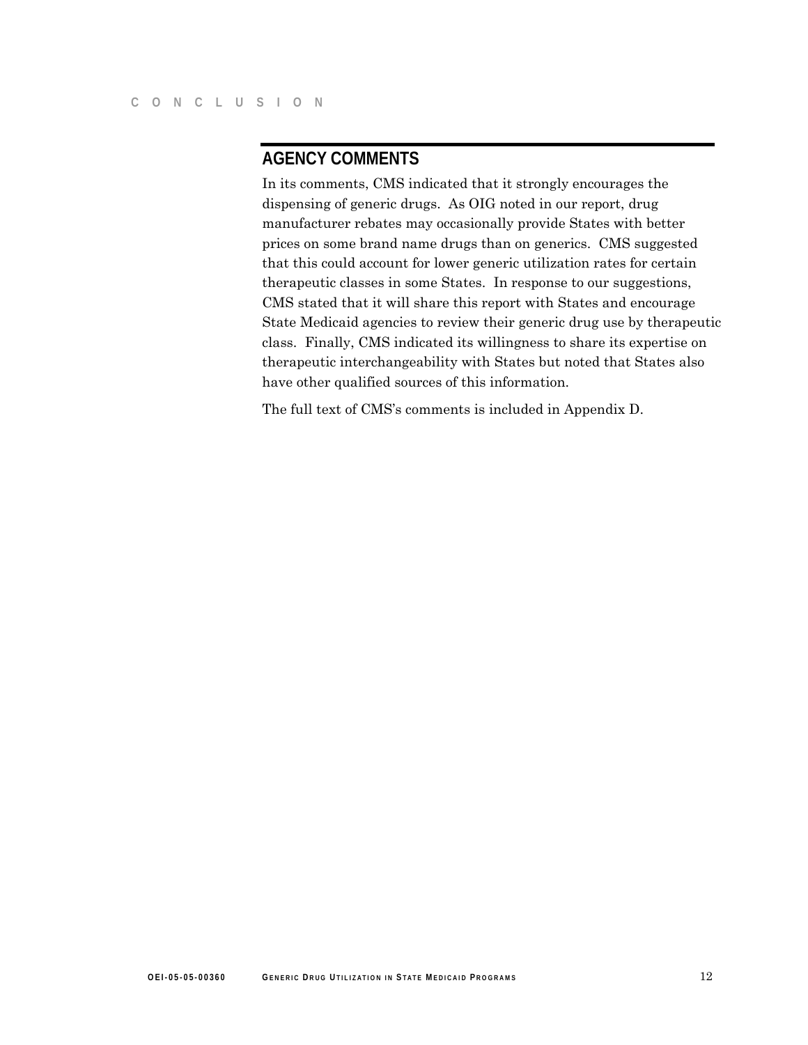## AGENCY COMMENTS

In its comments, CMS indicated that it strongly encourages the dispensing of generic drugs. As OIG noted in our report, drug manufacturer rebates may occasionally provide States with better prices on some brand name drugs than on generics. CMS suggested that this could account for lower generic utilization rates for certain therapeutic classes in some States. In response to our suggestions, CMS stated that it will share this report with States and encourage State Medicaid agencies to review their generic drug use by therapeutic class. Finally, CMS indicated its willingness to share its expertise on therapeutic interchangeability with States but noted that States also have other qualified sources of this information.

The full text of CMS's comments is included in Appendix D.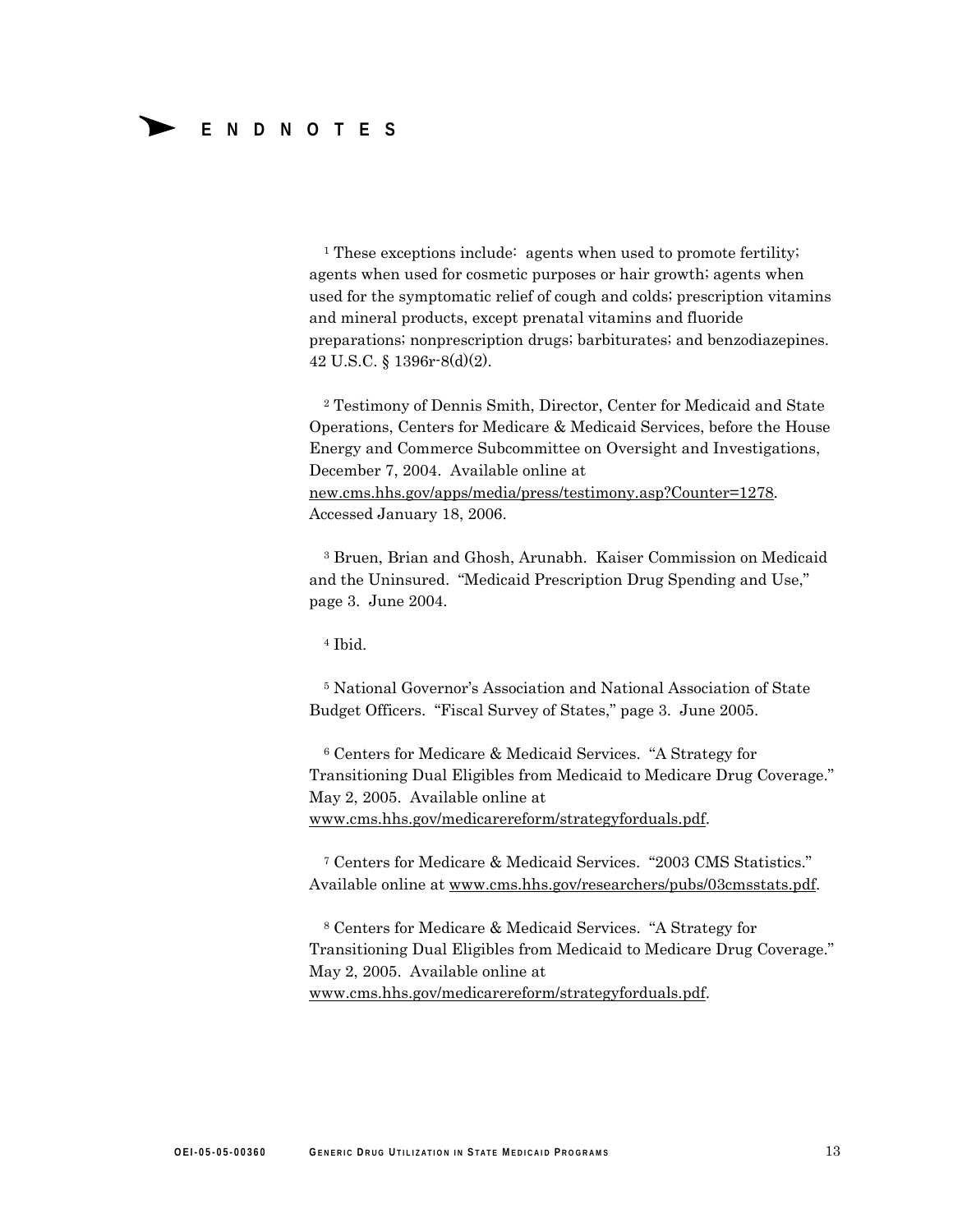# ENDNOTES

[1] These exceptions include: agents when used to promote fertility; agents when used for cosmetic purposes or hair growth; agents when used for the symptomatic relief of cough and colds; prescription vitamins and mineral products, except prenatal vitamins and fluoride preparations; nonprescription drugs; barbiturates; and benzodiazepines. 42 U.S.C. § 1396r-8(d)(2).

[2] Testimony of Dennis Smith, Director, Center for Medicaid and State Operations, Centers for Medicare & Medicaid Services, before the House Energy and Commerce Subcommittee on Oversight and Investigations, December 7, 2004. Available online at new.cms.hhs.gov/apps/media/press/testimony.asp?Counter=1278. Accessed January 18, 2006.

[3] Bruen, Brian and Ghosh, Arunabh. Kaiser Commission on Medicaid and the Uninsured. "Medicaid Prescription Drug Spending and Use," page 3. June 2004.

[4] Ibid.

[5] National Governor's Association and National Association of State Budget Officers. "Fiscal Survey of States," page 3. June 2005.

[6] Centers for Medicare & Medicaid Services. "A Strategy for Transitioning Dual Eligibles from Medicaid to Medicare Drug Coverage." May 2, 2005. Available online at www.cms.hhs.gov/medicarereform/strategyforduals.pdf.

[7] Centers for Medicare & Medicaid Services. "2003 CMS Statistics." Available online at www.cms.hhs.gov/researchers/pubs/03cmsstats.pdf.

[8] Centers for Medicare & Medicaid Services. "A Strategy for Transitioning Dual Eligibles from Medicaid to Medicare Drug Coverage." May 2, 2005. Available online at www.cms.hhs.gov/medicarereform/strategyforduals.pdf.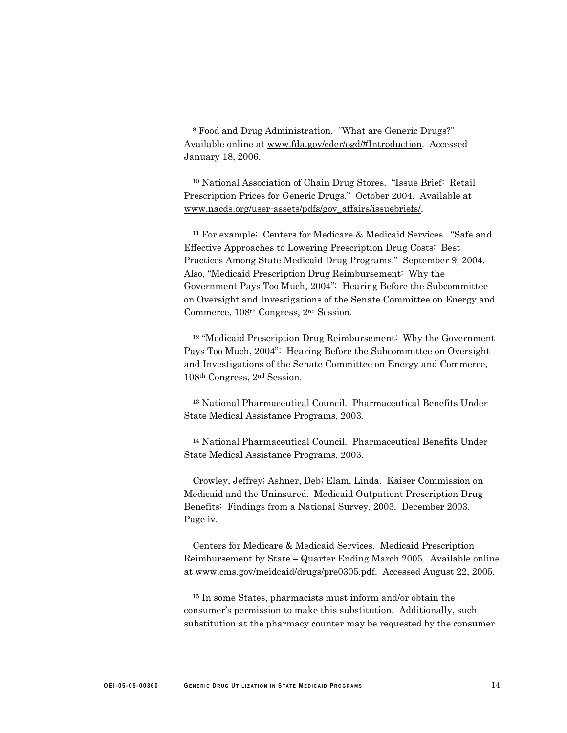[9] Food and Drug Administration. "What are Generic Drugs?" Available online at www.fda.gov/cder/ogd/#Introduction. Accessed January 18, 2006.

[10] National Association of Chain Drug Stores. "Issue Brief: Retail Prescription Prices for Generic Drugs." October 2004. Available at www.nacds.org/user-assets/pdfs/gov_affairs/issuebriefs/.

[11] For example: Centers for Medicare & Medicaid Services. "Safe and Effective Approaches to Lowering Prescription Drug Costs: Best Practices Among State Medicaid Drug Programs." September 9, 2004. Also, "Medicaid Prescription Drug Reimbursement: Why the Government Pays Too Much, 2004": Hearing Before the Subcommittee on Oversight and Investigations of the Senate Committee on Energy and Commerce, 108th Congress, 2nd Session.

[12] "Medicaid Prescription Drug Reimbursement: Why the Government Pays Too Much, 2004": Hearing Before the Subcommittee on Oversight and Investigations of the Senate Committee on Energy and Commerce, 108th Congress, 2nd Session.

[13] National Pharmaceutical Council. Pharmaceutical Benefits Under State Medical Assistance Programs, 2003.

[14] National Pharmaceutical Council. Pharmaceutical Benefits Under State Medical Assistance Programs, 2003.

Crowley, Jeffrey; Ashner, Deb; Elam, Linda. Kaiser Commission on Medicaid and the Uninsured. Medicaid Outpatient Prescription Drug Benefits: Findings from a National Survey, 2003. December 2003. Page iv.

Centers for Medicare & Medicaid Services. Medicaid Prescription Reimbursement by State – Quarter Ending March 2005. Available online at www.cms.gov/meidcaid/drugs/pre0305.pdf. Accessed August 22, 2005.

[15] In some States, pharmacists must inform and/or obtain the consumer's permission to make this substitution. Additionally, such substitution at the pharmacy counter may be requested by the consumer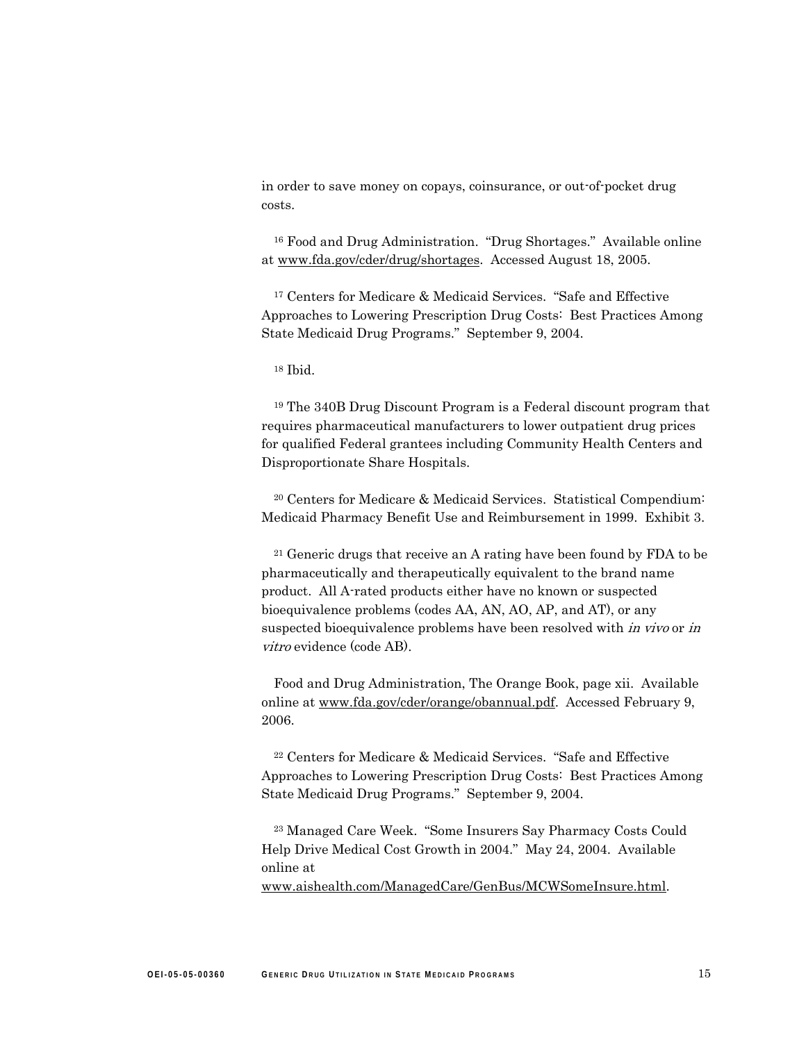in order to save money on copays, coinsurance, or out-of-pocket drug costs.

[16] Food and Drug Administration. "Drug Shortages." Available online at www.fda.gov/cder/drug/shortages. Accessed August 18, 2005.

[17] Centers for Medicare & Medicaid Services. "Safe and Effective Approaches to Lowering Prescription Drug Costs: Best Practices Among State Medicaid Drug Programs." September 9, 2004.

[18] Ibid.

[19] The 340B Drug Discount Program is a Federal discount program that requires pharmaceutical manufacturers to lower outpatient drug prices for qualified Federal grantees including Community Health Centers and Disproportionate Share Hospitals.

[20] Centers for Medicare & Medicaid Services. Statistical Compendium: Medicaid Pharmacy Benefit Use and Reimbursement in 1999. Exhibit 3.

[21] Generic drugs that receive an A rating have been found by FDA to be pharmaceutically and therapeutically equivalent to the brand name product. All A-rated products either have no known or suspected bioequivalence problems (codes AA, AN, AO, AP, and AT), or any suspected bioequivalence problems have been resolved with *in vivo* or *in vitro* evidence (code AB).

Food and Drug Administration, The Orange Book, page xii. Available online at www.fda.gov/cder/orange/obannual.pdf. Accessed February 9, 2006.

[22] Centers for Medicare & Medicaid Services. "Safe and Effective Approaches to Lowering Prescription Drug Costs: Best Practices Among State Medicaid Drug Programs." September 9, 2004.

[23] Managed Care Week. "Some Insurers Say Pharmacy Costs Could Help Drive Medical Cost Growth in 2004." May 24, 2004. Available online at www.aishealth.com/ManagedCare/GenBus/MCWSomeInsure.html.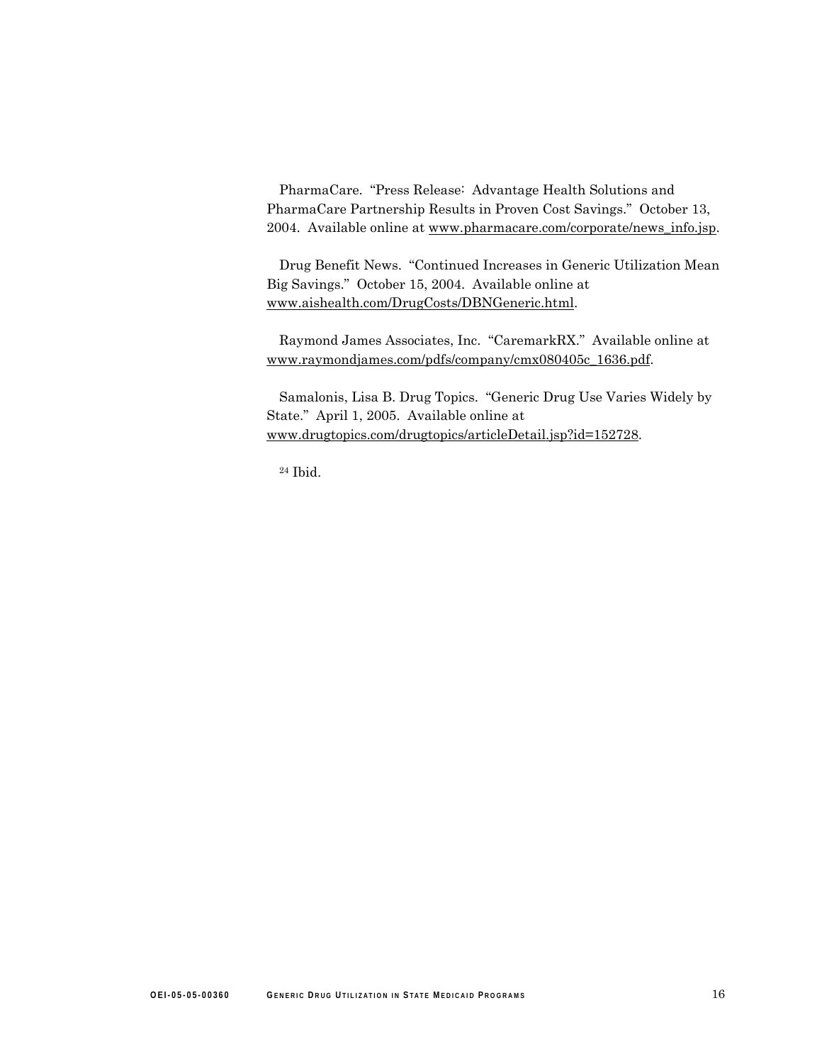PharmaCare. "Press Release: Advantage Health Solutions and PharmaCare Partnership Results in Proven Cost Savings." October 13, 2004. Available online at www.pharmacare.com/corporate/news_info.jsp.

Drug Benefit News. "Continued Increases in Generic Utilization Mean Big Savings." October 15, 2004. Available online at www.aishealth.com/DrugCosts/DBNGeneric.html.

Raymond James Associates, Inc. "CaremarkRX." Available online at www.raymondjames.com/pdfs/company/cmx080405c_1636.pdf.

Samalonis, Lisa B. Drug Topics. "Generic Drug Use Varies Widely by State." April 1, 2005. Available online at www.drugtopics.com/drugtopics/articleDetail.jsp?id=152728.

[24] Ibid.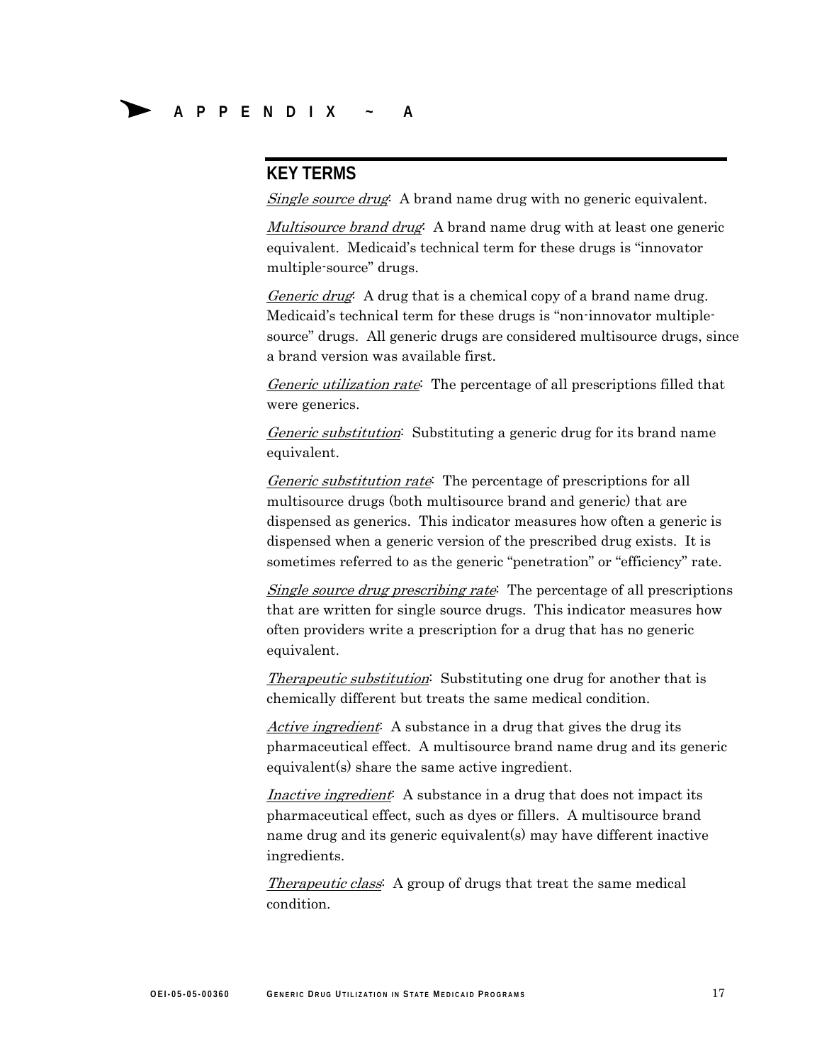# APPENDIX ~ A

## KEY TERMS

*Single source drug*: A brand name drug with no generic equivalent.

*Multisource brand drug*: A brand name drug with at least one generic equivalent. Medicaid's technical term for these drugs is "innovator multiple-source" drugs.

*Generic drug*: A drug that is a chemical copy of a brand name drug. Medicaid's technical term for these drugs is "non-innovator multiple-source" drugs. All generic drugs are considered multisource drugs, since a brand version was available first.

*Generic utilization rate*: The percentage of all prescriptions filled that were generics.

*Generic substitution*: Substituting a generic drug for its brand name equivalent.

*Generic substitution rate*: The percentage of prescriptions for all multisource drugs (both multisource brand and generic) that are dispensed as generics. This indicator measures how often a generic is dispensed when a generic version of the prescribed drug exists. It is sometimes referred to as the generic "penetration" or "efficiency" rate.

*Single source drug prescribing rate*: The percentage of all prescriptions that are written for single source drugs. This indicator measures how often providers write a prescription for a drug that has no generic equivalent.

*Therapeutic substitution*: Substituting one drug for another that is chemically different but treats the same medical condition.

*Active ingredient*: A substance in a drug that gives the drug its pharmaceutical effect. A multisource brand name drug and its generic equivalent(s) share the same active ingredient.

*Inactive ingredient*: A substance in a drug that does not impact its pharmaceutical effect, such as dyes or fillers. A multisource brand name drug and its generic equivalent(s) may have different inactive ingredients.

*Therapeutic class*: A group of drugs that treat the same medical condition.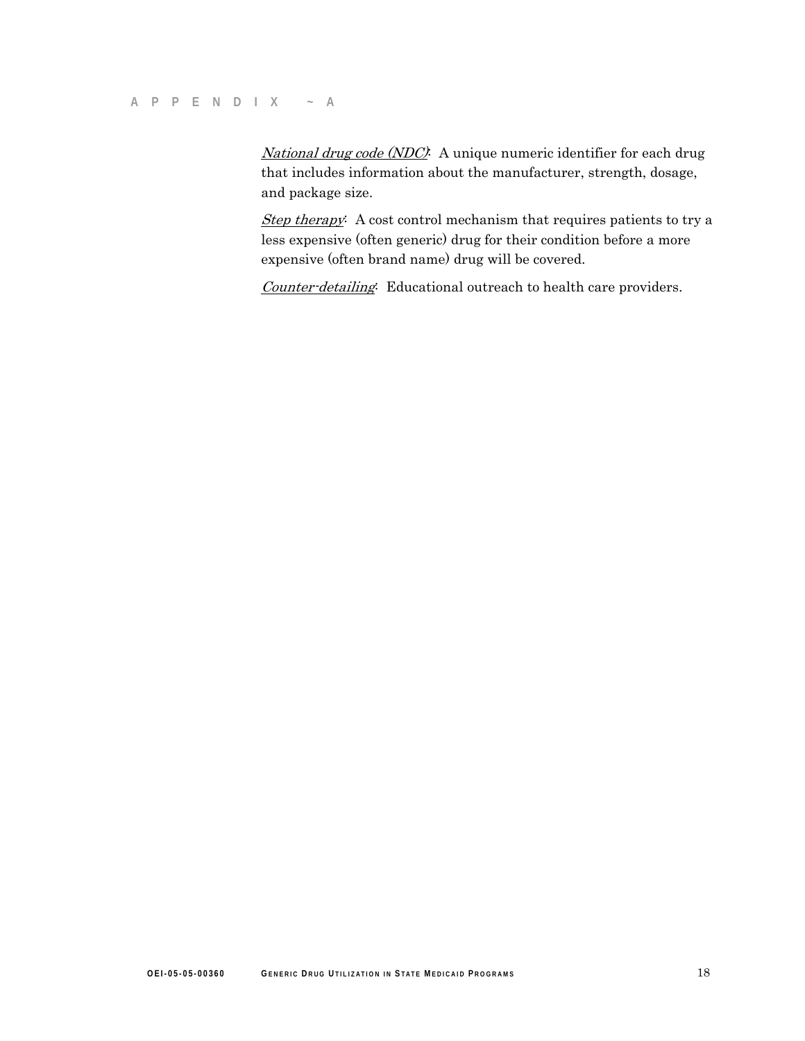*National drug code (NDC)*: A unique numeric identifier for each drug that includes information about the manufacturer, strength, dosage, and package size.

*Step therapy*: A cost control mechanism that requires patients to try a less expensive (often generic) drug for their condition before a more expensive (often brand name) drug will be covered.

*Counter-detailing*: Educational outreach to health care providers.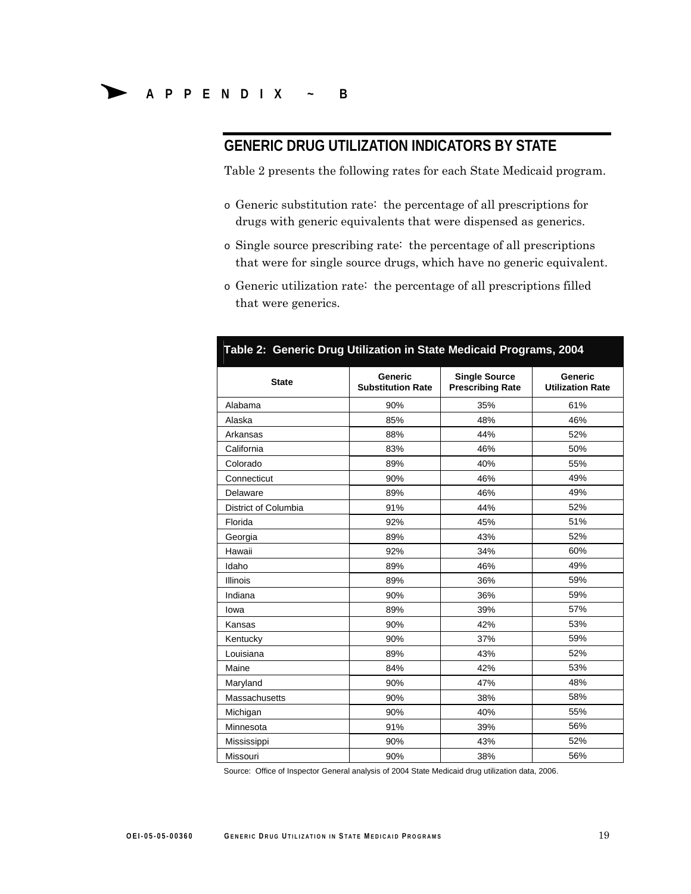# APPENDIX ~ B

## GENERIC DRUG UTILIZATION INDICATORS BY STATE

Table 2 presents the following rates for each State Medicaid program.

- Generic substitution rate: the percentage of all prescriptions for drugs with generic equivalents that were dispensed as generics.
- Single source prescribing rate: the percentage of all prescriptions that were for single source drugs, which have no generic equivalent.
- Generic utilization rate: the percentage of all prescriptions filled that were generics.

**Table 2: Generic Drug Utilization in State Medicaid Programs, 2004**

| State | Generic Substitution Rate | Single Source Prescribing Rate | Generic Utilization Rate |
|---|---|---|---|
| Alabama | 90% | 35% | 61% |
| Alaska | 85% | 48% | 46% |
| Arkansas | 88% | 44% | 52% |
| California | 83% | 46% | 50% |
| Colorado | 89% | 40% | 55% |
| Connecticut | 90% | 46% | 49% |
| Delaware | 89% | 46% | 49% |
| District of Columbia | 91% | 44% | 52% |
| Florida | 92% | 45% | 51% |
| Georgia | 89% | 43% | 52% |
| Hawaii | 92% | 34% | 60% |
| Idaho | 89% | 46% | 49% |
| Illinois | 89% | 36% | 59% |
| Indiana | 90% | 36% | 59% |
| Iowa | 89% | 39% | 57% |
| Kansas | 90% | 42% | 53% |
| Kentucky | 90% | 37% | 59% |
| Louisiana | 89% | 43% | 52% |
| Maine | 84% | 42% | 53% |
| Maryland | 90% | 47% | 48% |
| Massachusetts | 90% | 38% | 58% |
| Michigan | 90% | 40% | 55% |
| Minnesota | 91% | 39% | 56% |
| Mississippi | 90% | 43% | 52% |
| Missouri | 90% | 38% | 56% |

Source: Office of Inspector General analysis of 2004 State Medicaid drug utilization data, 2006.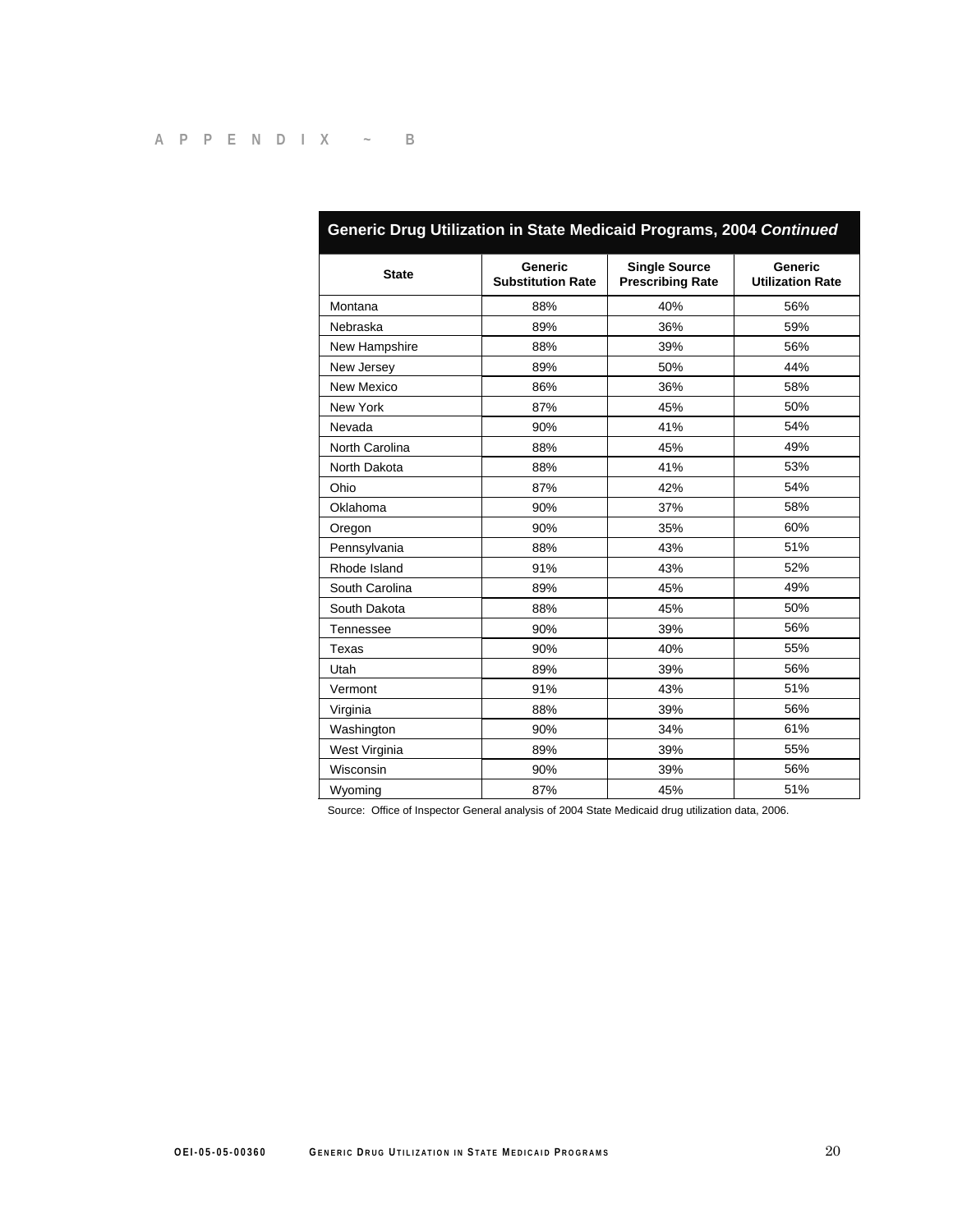APPENDIX ~ B

| Generic Drug Utilization in State Medicaid Programs, 2004 *Continued* | | | |
|---|---|---|---|
| **State** | **Generic Substitution Rate** | **Single Source Prescribing Rate** | **Generic Utilization Rate** |
| Montana | 88% | 40% | 56% |
| Nebraska | 89% | 36% | 59% |
| New Hampshire | 88% | 39% | 56% |
| New Jersey | 89% | 50% | 44% |
| New Mexico | 86% | 36% | 58% |
| New York | 87% | 45% | 50% |
| Nevada | 90% | 41% | 54% |
| North Carolina | 88% | 45% | 49% |
| North Dakota | 88% | 41% | 53% |
| Ohio | 87% | 42% | 54% |
| Oklahoma | 90% | 37% | 58% |
| Oregon | 90% | 35% | 60% |
| Pennsylvania | 88% | 43% | 51% |
| Rhode Island | 91% | 43% | 52% |
| South Carolina | 89% | 45% | 49% |
| South Dakota | 88% | 45% | 50% |
| Tennessee | 90% | 39% | 56% |
| Texas | 90% | 40% | 55% |
| Utah | 89% | 39% | 56% |
| Vermont | 91% | 43% | 51% |
| Virginia | 88% | 39% | 56% |
| Washington | 90% | 34% | 61% |
| West Virginia | 89% | 39% | 55% |
| Wisconsin | 90% | 39% | 56% |
| Wyoming | 87% | 45% | 51% |

Source: Office of Inspector General analysis of 2004 State Medicaid drug utilization data, 2006.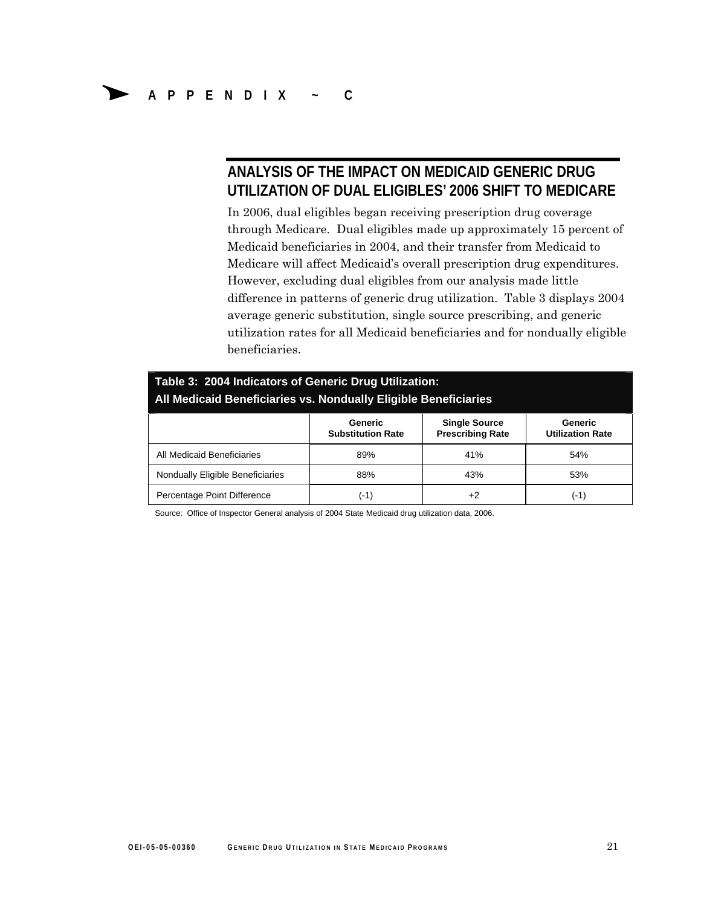# APPENDIX ~ C

## ANALYSIS OF THE IMPACT ON MEDICAID GENERIC DRUG UTILIZATION OF DUAL ELIGIBLES' 2006 SHIFT TO MEDICARE

In 2006, dual eligibles began receiving prescription drug coverage through Medicare. Dual eligibles made up approximately 15 percent of Medicaid beneficiaries in 2004, and their transfer from Medicaid to Medicare will affect Medicaid's overall prescription drug expenditures. However, excluding dual eligibles from our analysis made little difference in patterns of generic drug utilization. Table 3 displays 2004 average generic substitution, single source prescribing, and generic utilization rates for all Medicaid beneficiaries and for nondually eligible beneficiaries.

**Table 3: 2004 Indicators of Generic Drug Utilization: All Medicaid Beneficiaries vs. Nondually Eligible Beneficiaries**

| | Generic Substitution Rate | Single Source Prescribing Rate | Generic Utilization Rate |
|---|---|---|---|
| All Medicaid Beneficiaries | 89% | 41% | 54% |
| Nondually Eligible Beneficiaries | 88% | 43% | 53% |
| Percentage Point Difference | (-1) | +2 | (-1) |

Source: Office of Inspector General analysis of 2004 State Medicaid drug utilization data, 2006.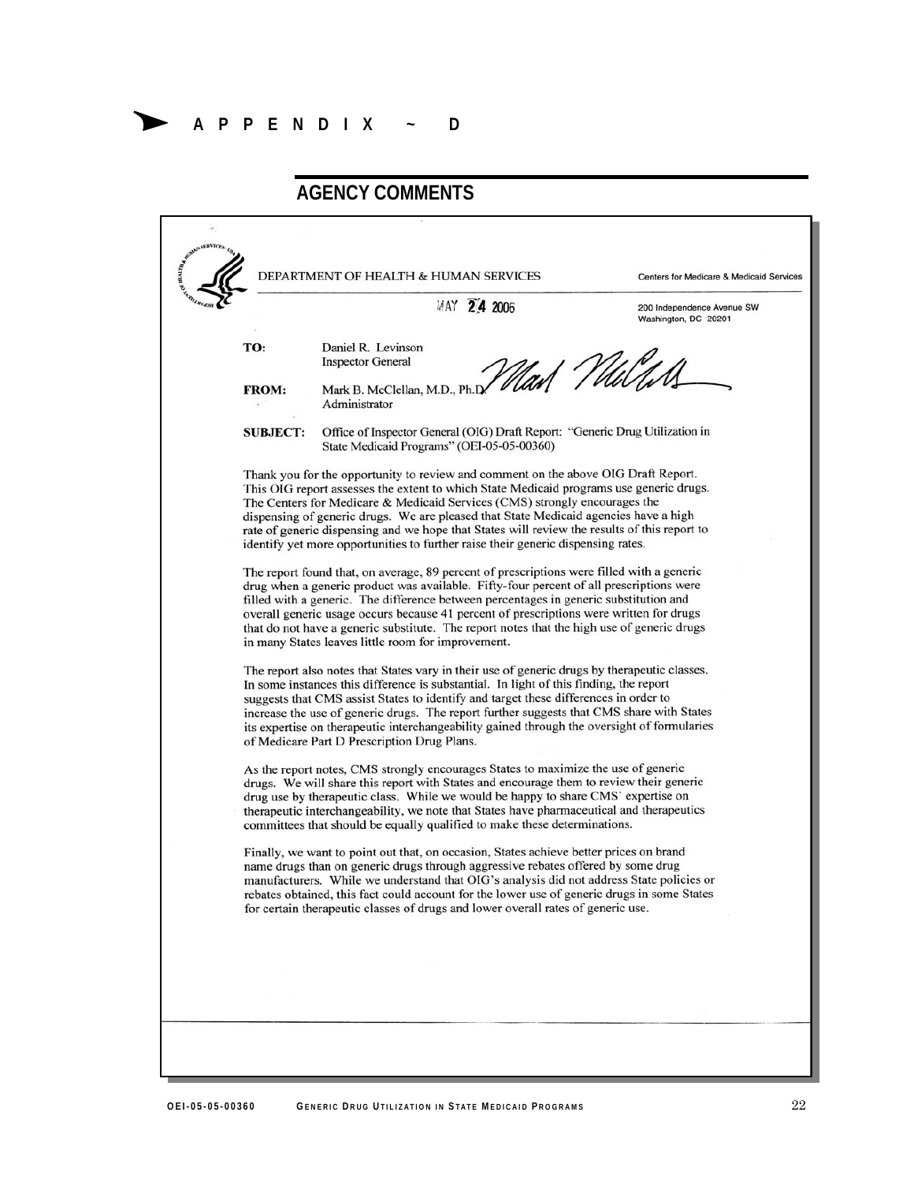# APPENDIX ~ D

## AGENCY COMMENTS

DEPARTMENT OF HEALTH & HUMAN SERVICES

Centers for Medicare & Medicaid Services

200 Independence Avenue SW
Washington, DC 20201

MAY 24 2006

**TO:** Daniel R. Levinson
Inspector General

**FROM:** Mark B. McClellan, M.D., Ph.D.
Administrator

**SUBJECT:** Office of Inspector General (OIG) Draft Report: "Generic Drug Utilization in State Medicaid Programs" (OEI-05-05-00360)

Thank you for the opportunity to review and comment on the above OIG Draft Report. This OIG report assesses the extent to which State Medicaid programs use generic drugs. The Centers for Medicare & Medicaid Services (CMS) strongly encourages the dispensing of generic drugs. We are pleased that State Medicaid agencies have a high rate of generic dispensing and we hope that States will review the results of this report to identify yet more opportunities to further raise their generic dispensing rates.

The report found that, on average, 89 percent of prescriptions were filled with a generic drug when a generic product was available. Fifty-four percent of all prescriptions were filled with a generic. The difference between percentages in generic substitution and overall generic usage occurs because 41 percent of prescriptions were written for drugs that do not have a generic substitute. The report notes that the high use of generic drugs in many States leaves little room for improvement.

The report also notes that States vary in their use of generic drugs by therapeutic classes. In some instances this difference is substantial. In light of this finding, the report suggests that CMS assist States to identify and target these differences in order to increase the use of generic drugs. The report further suggests that CMS share with States its expertise on therapeutic interchangeability gained through the oversight of formularies of Medicare Part D Prescription Drug Plans.

As the report notes, CMS strongly encourages States to maximize the use of generic drugs. We will share this report with States and encourage them to review their generic drug use by therapeutic class. While we would be happy to share CMS' expertise on therapeutic interchangeability, we note that States have pharmaceutical and therapeutics committees that should be equally qualified to make these determinations.

Finally, we want to point out that, on occasion, States achieve better prices on brand name drugs than on generic drugs through aggressive rebates offered by some drug manufacturers. While we understand that OIG's analysis did not address State policies or rebates obtained, this fact could account for the lower use of generic drugs in some States for certain therapeutic classes of drugs and lower overall rates of generic use.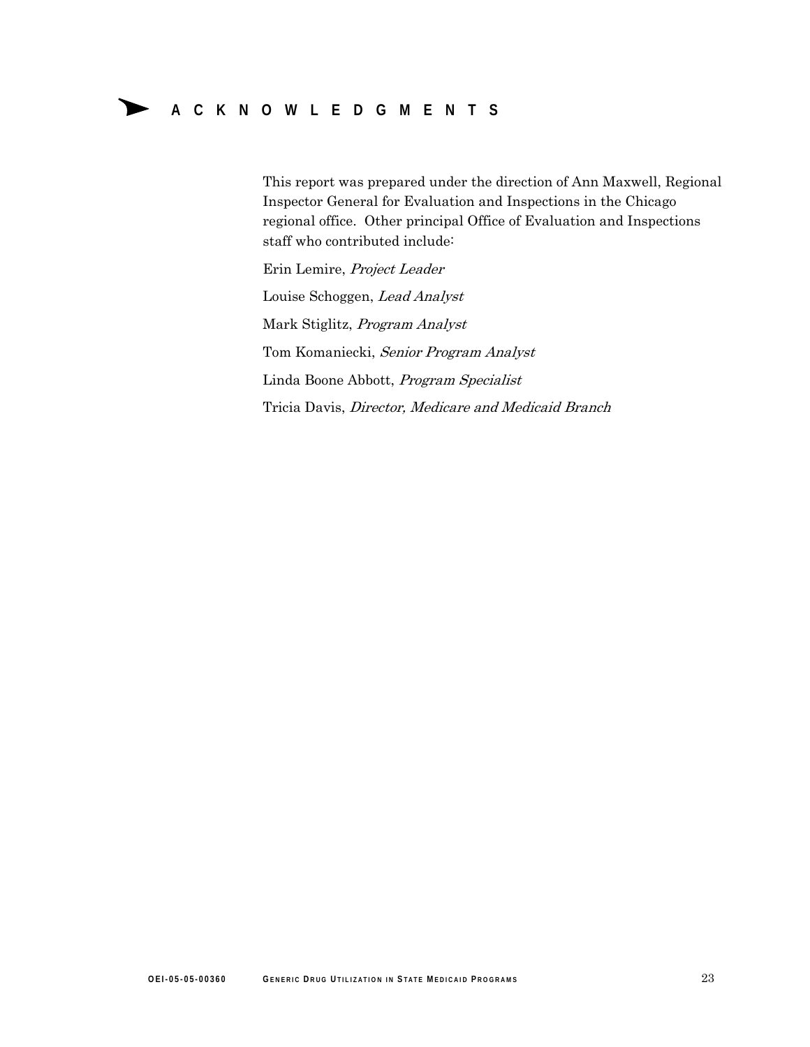# ACKNOWLEDGMENTS

This report was prepared under the direction of Ann Maxwell, Regional Inspector General for Evaluation and Inspections in the Chicago regional office. Other principal Office of Evaluation and Inspections staff who contributed include:

Erin Lemire, *Project Leader*

Louise Schoggen, *Lead Analyst*

Mark Stiglitz, *Program Analyst*

Tom Komaniecki, *Senior Program Analyst*

Linda Boone Abbott, *Program Specialist*

Tricia Davis, *Director, Medicare and Medicaid Branch*